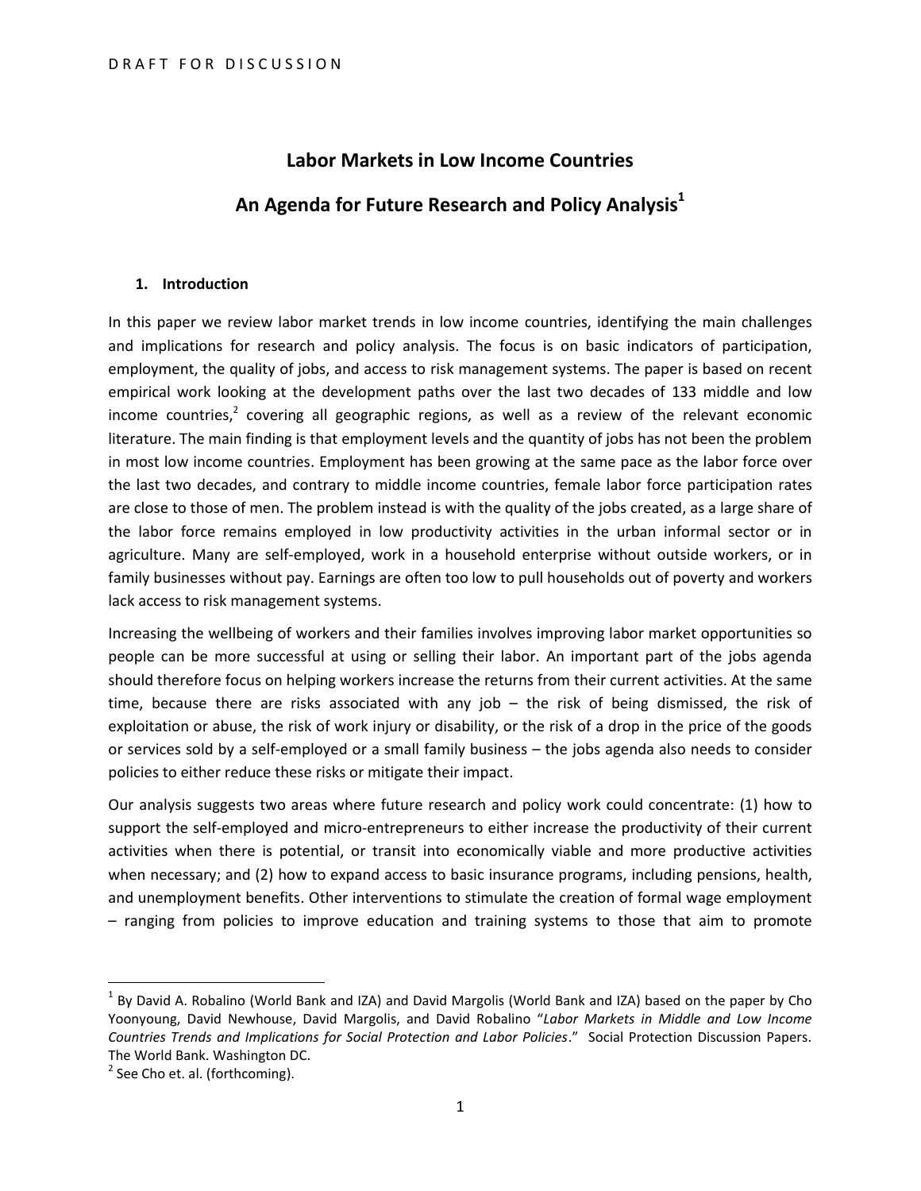DRAFT FOR DISCUSSION

# Labor Markets in Low Income Countries

# An Agenda for Future Research and Policy Analysis[1]

## 1. Introduction

In this paper we review labor market trends in low income countries, identifying the main challenges and implications for research and policy analysis. The focus is on basic indicators of participation, employment, the quality of jobs, and access to risk management systems. The paper is based on recent empirical work looking at the development paths over the last two decades of 133 middle and low income countries,[2] covering all geographic regions, as well as a review of the relevant economic literature. The main finding is that employment levels and the quantity of jobs has not been the problem in most low income countries. Employment has been growing at the same pace as the labor force over the last two decades, and contrary to middle income countries, female labor force participation rates are close to those of men. The problem instead is with the quality of the jobs created, as a large share of the labor force remains employed in low productivity activities in the urban informal sector or in agriculture. Many are self-employed, work in a household enterprise without outside workers, or in family businesses without pay. Earnings are often too low to pull households out of poverty and workers lack access to risk management systems.

Increasing the wellbeing of workers and their families involves improving labor market opportunities so people can be more successful at using or selling their labor. An important part of the jobs agenda should therefore focus on helping workers increase the returns from their current activities. At the same time, because there are risks associated with any job – the risk of being dismissed, the risk of exploitation or abuse, the risk of work injury or disability, or the risk of a drop in the price of the goods or services sold by a self-employed or a small family business – the jobs agenda also needs to consider policies to either reduce these risks or mitigate their impact.

Our analysis suggests two areas where future research and policy work could concentrate: (1) how to support the self-employed and micro-entrepreneurs to either increase the productivity of their current activities when there is potential, or transit into economically viable and more productive activities when necessary; and (2) how to expand access to basic insurance programs, including pensions, health, and unemployment benefits. Other interventions to stimulate the creation of formal wage employment – ranging from policies to improve education and training systems to those that aim to promote

---

[1] By David A. Robalino (World Bank and IZA) and David Margolis (World Bank and IZA) based on the paper by Cho Yoonyoung, David Newhouse, David Margolis, and David Robalino "*Labor Markets in Middle and Low Income Countries Trends and Implications for Social Protection and Labor Policies*." Social Protection Discussion Papers. The World Bank. Washington DC.

[2] See Cho et. al. (forthcoming).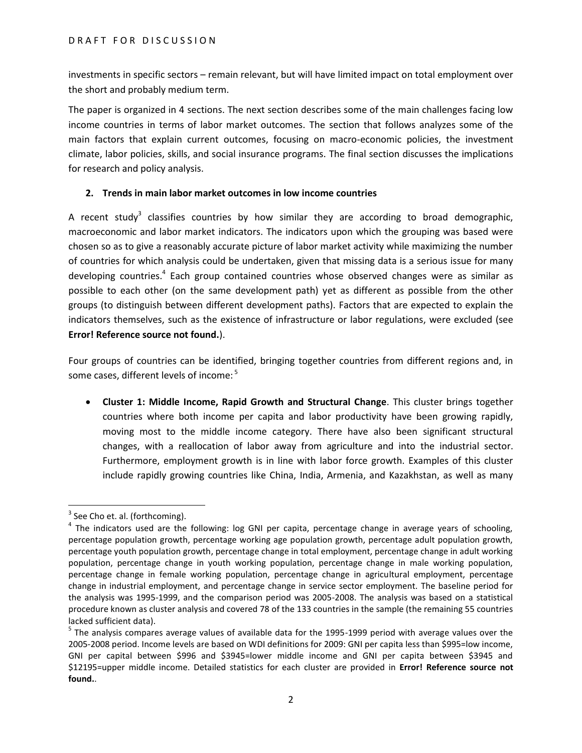investments in specific sectors – remain relevant, but will have limited impact on total employment over the short and probably medium term.

The paper is organized in 4 sections. The next section describes some of the main challenges facing low income countries in terms of labor market outcomes. The section that follows analyzes some of the main factors that explain current outcomes, focusing on macro-economic policies, the investment climate, labor policies, skills, and social insurance programs. The final section discusses the implications for research and policy analysis.

## 2. Trends in main labor market outcomes in low income countries

A recent study[3] classifies countries by how similar they are according to broad demographic, macroeconomic and labor market indicators. The indicators upon which the grouping was based were chosen so as to give a reasonably accurate picture of labor market activity while maximizing the number of countries for which analysis could be undertaken, given that missing data is a serious issue for many developing countries.[4] Each group contained countries whose observed changes were as similar as possible to each other (on the same development path) yet as different as possible from the other groups (to distinguish between different development paths). Factors that are expected to explain the indicators themselves, such as the existence of infrastructure or labor regulations, were excluded (see **Error! Reference source not found.**).

Four groups of countries can be identified, bringing together countries from different regions and, in some cases, different levels of income: [5]

- **Cluster 1: Middle Income, Rapid Growth and Structural Change**. This cluster brings together countries where both income per capita and labor productivity have been growing rapidly, moving most to the middle income category. There have also been significant structural changes, with a reallocation of labor away from agriculture and into the industrial sector. Furthermore, employment growth is in line with labor force growth. Examples of this cluster include rapidly growing countries like China, India, Armenia, and Kazakhstan, as well as many

---

[3] See Cho et. al. (forthcoming).

[4] The indicators used are the following: log GNI per capita, percentage change in average years of schooling, percentage population growth, percentage working age population growth, percentage adult population growth, percentage youth population growth, percentage change in total employment, percentage change in adult working population, percentage change in youth working population, percentage change in male working population, percentage change in female working population, percentage change in agricultural employment, percentage change in industrial employment, and percentage change in service sector employment. The baseline period for the analysis was 1995-1999, and the comparison period was 2005-2008. The analysis was based on a statistical procedure known as cluster analysis and covered 78 of the 133 countries in the sample (the remaining 55 countries lacked sufficient data).

[5] The analysis compares average values of available data for the 1995-1999 period with average values over the 2005-2008 period. Income levels are based on WDI definitions for 2009: GNI per capita less than $995=low income, GNI per capital between $996 and $3945=lower middle income and GNI per capita between $3945 and $12195=upper middle income. Detailed statistics for each cluster are provided in **Error! Reference source not found.**.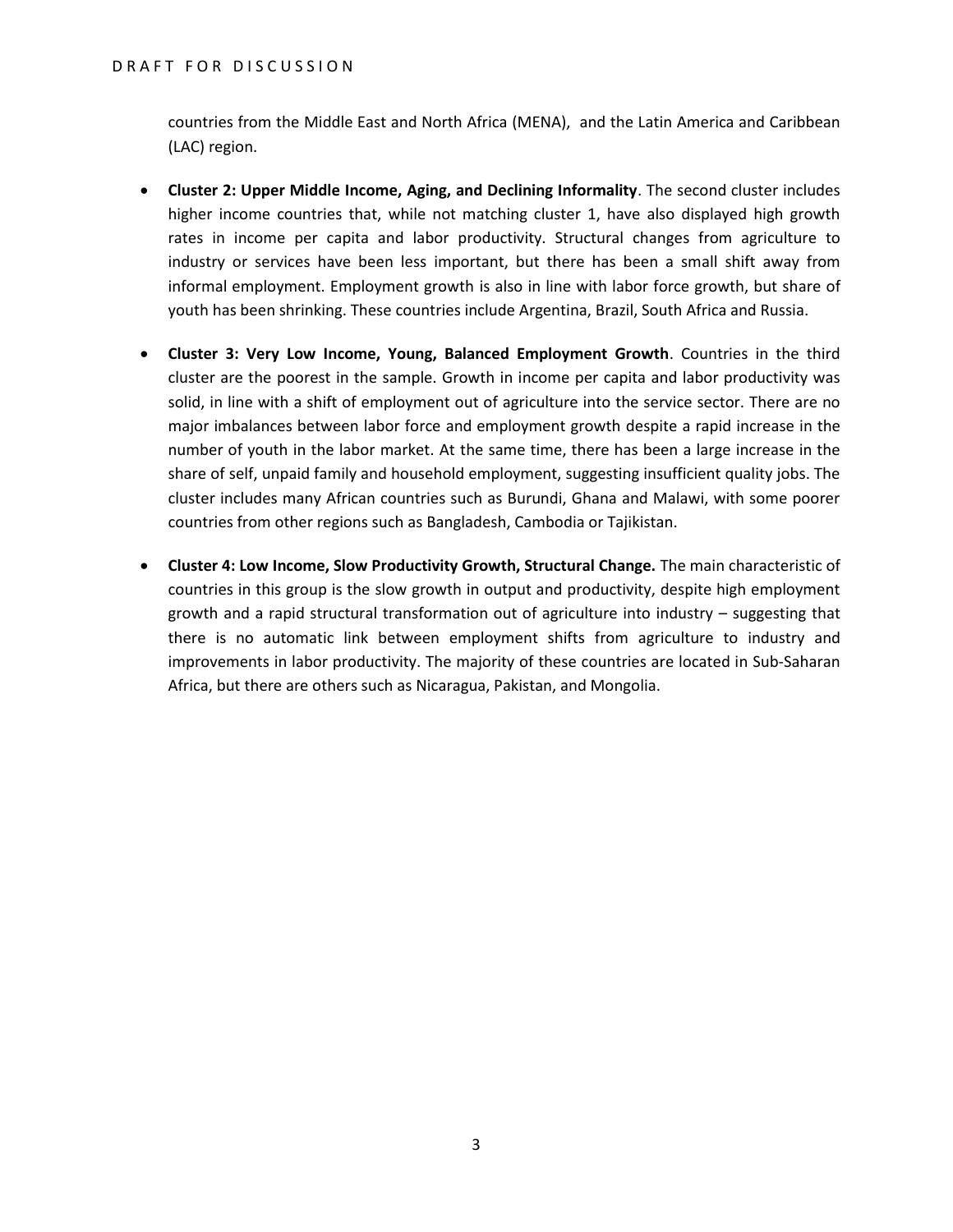countries from the Middle East and North Africa (MENA), and the Latin America and Caribbean (LAC) region.

- **Cluster 2: Upper Middle Income, Aging, and Declining Informality**. The second cluster includes higher income countries that, while not matching cluster 1, have also displayed high growth rates in income per capita and labor productivity. Structural changes from agriculture to industry or services have been less important, but there has been a small shift away from informal employment. Employment growth is also in line with labor force growth, but share of youth has been shrinking. These countries include Argentina, Brazil, South Africa and Russia.

- **Cluster 3: Very Low Income, Young, Balanced Employment Growth**. Countries in the third cluster are the poorest in the sample. Growth in income per capita and labor productivity was solid, in line with a shift of employment out of agriculture into the service sector. There are no major imbalances between labor force and employment growth despite a rapid increase in the number of youth in the labor market. At the same time, there has been a large increase in the share of self, unpaid family and household employment, suggesting insufficient quality jobs. The cluster includes many African countries such as Burundi, Ghana and Malawi, with some poorer countries from other regions such as Bangladesh, Cambodia or Tajikistan.

- **Cluster 4: Low Income, Slow Productivity Growth, Structural Change.** The main characteristic of countries in this group is the slow growth in output and productivity, despite high employment growth and a rapid structural transformation out of agriculture into industry – suggesting that there is no automatic link between employment shifts from agriculture to industry and improvements in labor productivity. The majority of these countries are located in Sub-Saharan Africa, but there are others such as Nicaragua, Pakistan, and Mongolia.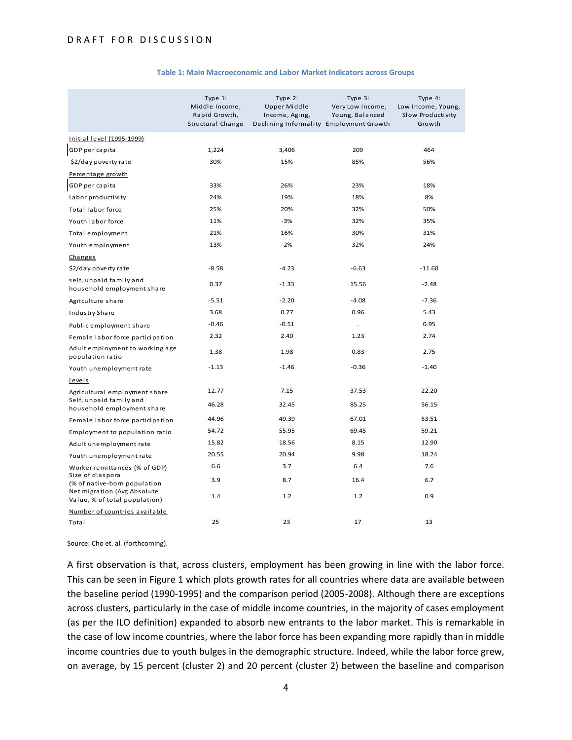**Table 1: Main Macroeconomic and Labor Market Indicators across Groups**

| | Type 1: Middle Income, Rapid Growth, Structural Change | Type 2: Upper Middle Income, Aging, Declining Informality | Type 3: Very Low Income, Young, Balanced Employment Growth | Type 4: Low Income, Young, Slow Productivity Growth |
|---|---|---|---|---|
| Initial level (1995-1999) | | | | |
| GDP per capita | 1,224 | 3,406 | 209 | 464 |
| $2/day poverty rate | 30% | 15% | 85% | 56% |
| Percentage growth | | | | |
| GDP per capita | 33% | 26% | 23% | 18% |
| Labor productivity | 24% | 19% | 18% | 8% |
| Total labor force | 25% | 20% | 32% | 50% |
| Youth labor force | 11% | -3% | 32% | 35% |
| Total employment | 21% | 16% | 30% | 31% |
| Youth employment | 13% | -2% | 32% | 24% |
| Changes | | | | |
| $2/day poverty rate | -8.58 | -4.23 | -6.63 | -11.60 |
| self, unpaid family and household employment share | 0.37 | -1.33 | 15.56 | -2.48 |
| Agriculture share | -5.51 | -2.20 | -4.08 | -7.36 |
| Industry Share | 3.68 | 0.77 | 0.96 | 5.43 |
| Public employment share | -0.46 | -0.51 | . | 0.95 |
| Female labor force participation | 2.32 | 2.40 | 1.23 | 2.74 |
| Adult employment to working age population ratio | 1.38 | 1.98 | 0.83 | 2.75 |
| Youth unemployment rate | -1.13 | -1.46 | -0.36 | -1.40 |
| Levels | | | | |
| Agricultural employment share | 12.77 | 7.15 | 37.53 | 22.20 |
| Self, unpaid family and household employment share | 46.28 | 32.45 | 85.25 | 56.15 |
| Female labor force participation | 44.96 | 49.39 | 67.01 | 53.51 |
| Employment to population ratio | 54.72 | 55.95 | 69.45 | 59.21 |
| Adult unemployment rate | 15.82 | 18.56 | 8.15 | 12.90 |
| Youth unemployment rate | 20.55 | 20.94 | 9.98 | 18.24 |
| Worker remittances (% of GDP) | 6.6 | 3.7 | 6.4 | 7.6 |
| Size of diaspora (% of native-born population | 3.9 | 8.7 | 16.4 | 6.7 |
| Net migration (Avg Absolute Value, % of total population) | 1.4 | 1.2 | 1.2 | 0.9 |
| Number of countries available | | | | |
| Total | 25 | 23 | 17 | 13 |

Source: Cho et. al. (forthcoming).

A first observation is that, across clusters, employment has been growing in line with the labor force. This can be seen in Figure 1 which plots growth rates for all countries where data are available between the baseline period (1990-1995) and the comparison period (2005-2008). Although there are exceptions across clusters, particularly in the case of middle income countries, in the majority of cases employment (as per the ILO definition) expanded to absorb new entrants to the labor market. This is remarkable in the case of low income countries, where the labor force has been expanding more rapidly than in middle income countries due to youth bulges in the demographic structure. Indeed, while the labor force grew, on average, by 15 percent (cluster 2) and 20 percent (cluster 2) between the baseline and comparison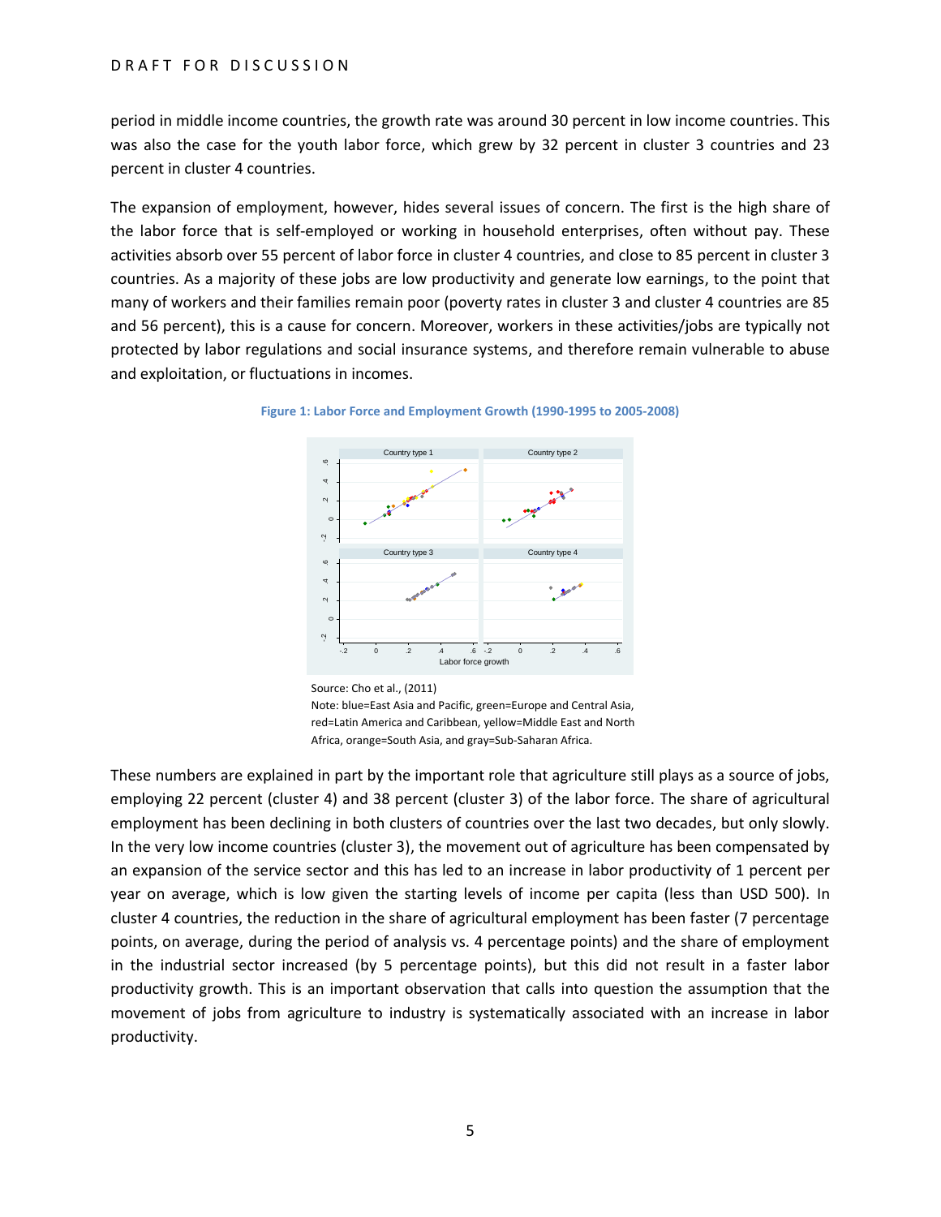period in middle income countries, the growth rate was around 30 percent in low income countries. This was also the case for the youth labor force, which grew by 32 percent in cluster 3 countries and 23 percent in cluster 4 countries.

The expansion of employment, however, hides several issues of concern. The first is the high share of the labor force that is self-employed or working in household enterprises, often without pay. These activities absorb over 55 percent of labor force in cluster 4 countries, and close to 85 percent in cluster 3 countries. As a majority of these jobs are low productivity and generate low earnings, to the point that many of workers and their families remain poor (poverty rates in cluster 3 and cluster 4 countries are 85 and 56 percent), this is a cause for concern. Moreover, workers in these activities/jobs are typically not protected by labor regulations and social insurance systems, and therefore remain vulnerable to abuse and exploitation, or fluctuations in incomes.

**Figure 1: Labor Force and Employment Growth (1990-1995 to 2005-2008)**

Country type 1
Country type 2
Country type 3
Country type 4
-.2
0
.2
.4
.6
Labor force growth

Source: Cho et al., (2011)
Note: blue=East Asia and Pacific, green=Europe and Central Asia, red=Latin America and Caribbean, yellow=Middle East and North Africa, orange=South Asia, and gray=Sub-Saharan Africa.

These numbers are explained in part by the important role that agriculture still plays as a source of jobs, employing 22 percent (cluster 4) and 38 percent (cluster 3) of the labor force. The share of agricultural employment has been declining in both clusters of countries over the last two decades, but only slowly. In the very low income countries (cluster 3), the movement out of agriculture has been compensated by an expansion of the service sector and this has led to an increase in labor productivity of 1 percent per year on average, which is low given the starting levels of income per capita (less than USD 500). In cluster 4 countries, the reduction in the share of agricultural employment has been faster (7 percentage points, on average, during the period of analysis vs. 4 percentage points) and the share of employment in the industrial sector increased (by 5 percentage points), but this did not result in a faster labor productivity growth. This is an important observation that calls into question the assumption that the movement of jobs from agriculture to industry is systematically associated with an increase in labor productivity.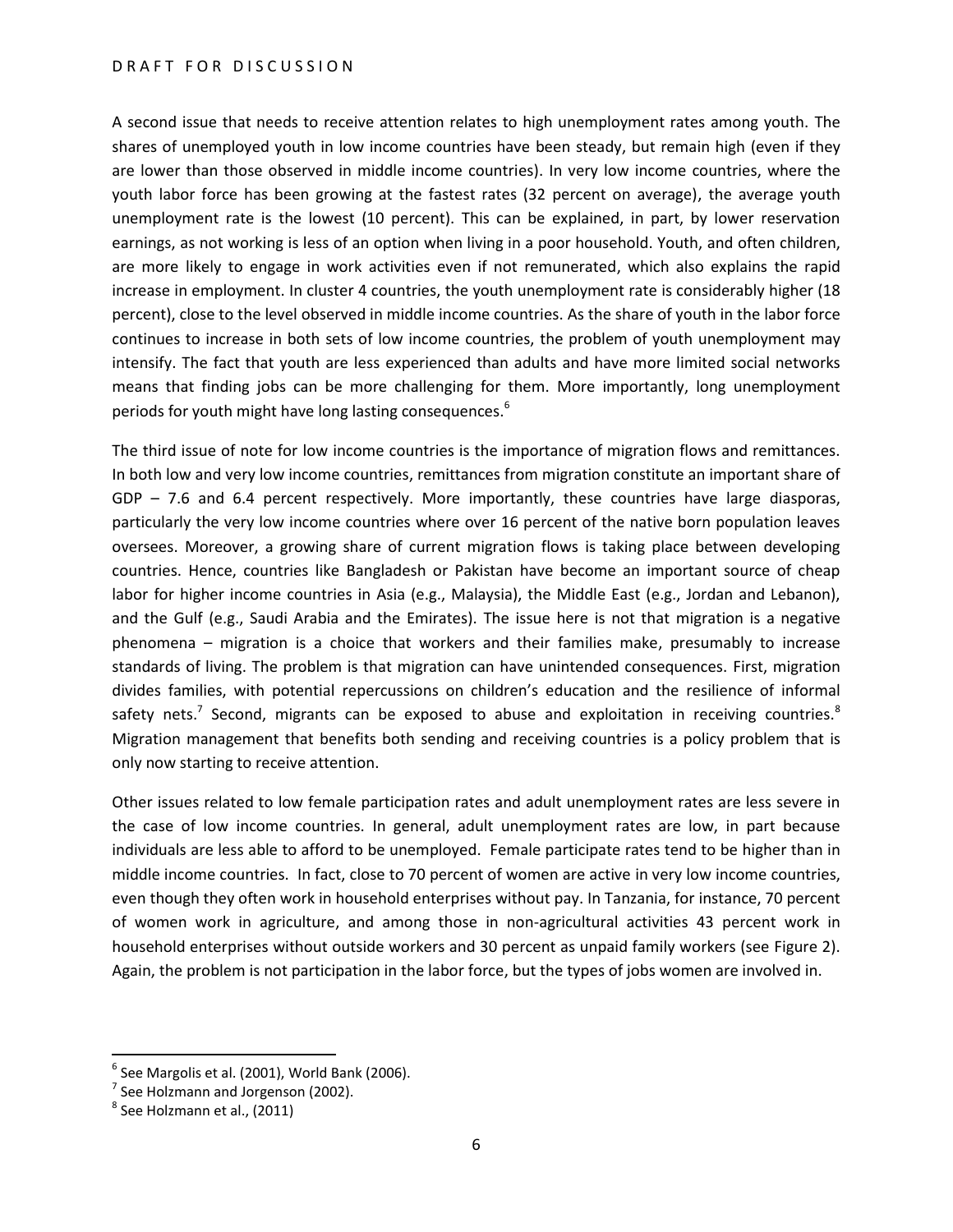A second issue that needs to receive attention relates to high unemployment rates among youth. The shares of unemployed youth in low income countries have been steady, but remain high (even if they are lower than those observed in middle income countries). In very low income countries, where the youth labor force has been growing at the fastest rates (32 percent on average), the average youth unemployment rate is the lowest (10 percent). This can be explained, in part, by lower reservation earnings, as not working is less of an option when living in a poor household. Youth, and often children, are more likely to engage in work activities even if not remunerated, which also explains the rapid increase in employment. In cluster 4 countries, the youth unemployment rate is considerably higher (18 percent), close to the level observed in middle income countries. As the share of youth in the labor force continues to increase in both sets of low income countries, the problem of youth unemployment may intensify. The fact that youth are less experienced than adults and have more limited social networks means that finding jobs can be more challenging for them. More importantly, long unemployment periods for youth might have long lasting consequences.[6]

The third issue of note for low income countries is the importance of migration flows and remittances. In both low and very low income countries, remittances from migration constitute an important share of GDP – 7.6 and 6.4 percent respectively. More importantly, these countries have large diasporas, particularly the very low income countries where over 16 percent of the native born population leaves oversees. Moreover, a growing share of current migration flows is taking place between developing countries. Hence, countries like Bangladesh or Pakistan have become an important source of cheap labor for higher income countries in Asia (e.g., Malaysia), the Middle East (e.g., Jordan and Lebanon), and the Gulf (e.g., Saudi Arabia and the Emirates). The issue here is not that migration is a negative phenomena – migration is a choice that workers and their families make, presumably to increase standards of living. The problem is that migration can have unintended consequences. First, migration divides families, with potential repercussions on children's education and the resilience of informal safety nets.[7] Second, migrants can be exposed to abuse and exploitation in receiving countries.[8] Migration management that benefits both sending and receiving countries is a policy problem that is only now starting to receive attention.

Other issues related to low female participation rates and adult unemployment rates are less severe in the case of low income countries. In general, adult unemployment rates are low, in part because individuals are less able to afford to be unemployed. Female participate rates tend to be higher than in middle income countries. In fact, close to 70 percent of women are active in very low income countries, even though they often work in household enterprises without pay. In Tanzania, for instance, 70 percent of women work in agriculture, and among those in non-agricultural activities 43 percent work in household enterprises without outside workers and 30 percent as unpaid family workers (see Figure 2). Again, the problem is not participation in the labor force, but the types of jobs women are involved in.

---

[6] See Margolis et al. (2001), World Bank (2006).

[7] See Holzmann and Jorgenson (2002).

[8] See Holzmann et al., (2011)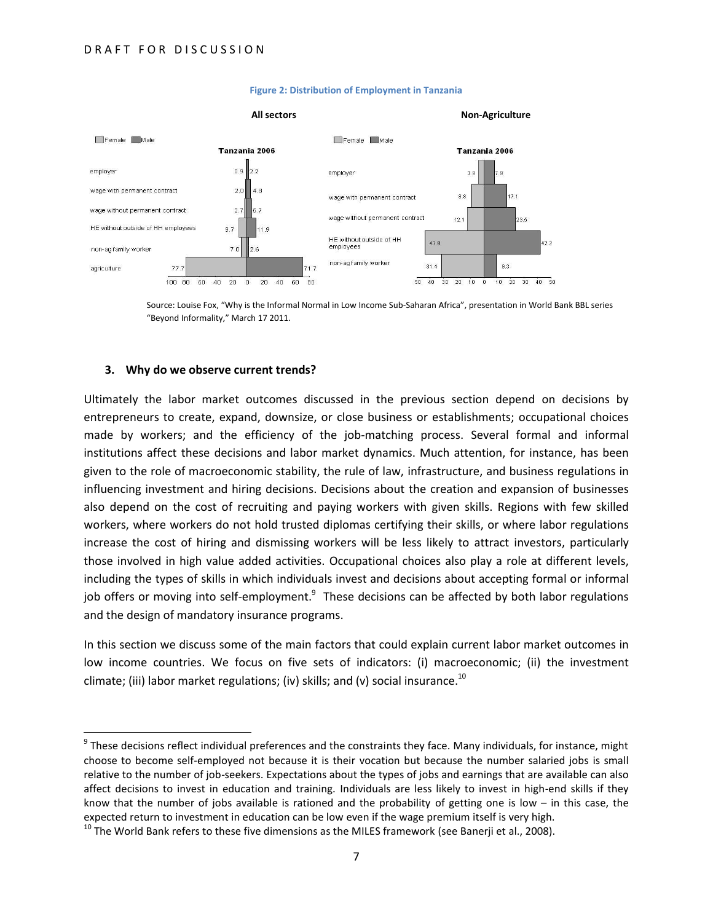**Figure 2: Distribution of Employment in Tanzania**

**All sectors**

Female Male

Tanzania 2006

employer 0.9 2.2
wage with permanent contract 2.0 4.8
wage without permanent contract 2.7 6.7
HE without outside of HH employees 9.7 11.9
non-ag family worker 7.0 2.6
agriculture 77.7 71.7

100 80 60 40 20 0 20 40 60 80

**Non-Agriculture**

Female Male

Tanzania 2006

employer 3.8 7.8
wage with permanent contract 8.8 17.1
wage without permanent contract 12.1 23.6
HE without outside of HH employees 43.8 42.2
non-ag family worker 31.4 8.3

50 40 30 20 10 0 10 20 30 40 50

Source: Louise Fox, "Why is the Informal Normal in Low Income Sub-Saharan Africa", presentation in World Bank BBL series "Beyond Informality," March 17 2011.

### 3. Why do we observe current trends?

Ultimately the labor market outcomes discussed in the previous section depend on decisions by entrepreneurs to create, expand, downsize, or close business or establishments; occupational choices made by workers; and the efficiency of the job-matching process. Several formal and informal institutions affect these decisions and labor market dynamics. Much attention, for instance, has been given to the role of macroeconomic stability, the rule of law, infrastructure, and business regulations in influencing investment and hiring decisions. Decisions about the creation and expansion of businesses also depend on the cost of recruiting and paying workers with given skills. Regions with few skilled workers, where workers do not hold trusted diplomas certifying their skills, or where labor regulations increase the cost of hiring and dismissing workers will be less likely to attract investors, particularly those involved in high value added activities. Occupational choices also play a role at different levels, including the types of skills in which individuals invest and decisions about accepting formal or informal job offers or moving into self-employment.[9] These decisions can be affected by both labor regulations and the design of mandatory insurance programs.

In this section we discuss some of the main factors that could explain current labor market outcomes in low income countries. We focus on five sets of indicators: (i) macroeconomic; (ii) the investment climate; (iii) labor market regulations; (iv) skills; and (v) social insurance.[10]

[9] These decisions reflect individual preferences and the constraints they face. Many individuals, for instance, might choose to become self-employed not because it is their vocation but because the number salaried jobs is small relative to the number of job-seekers. Expectations about the types of jobs and earnings that are available can also affect decisions to invest in education and training. Individuals are less likely to invest in high-end skills if they know that the number of jobs available is rationed and the probability of getting one is low – in this case, the expected return to investment in education can be low even if the wage premium itself is very high.

[10] The World Bank refers to these five dimensions as the MILES framework (see Banerji et al., 2008).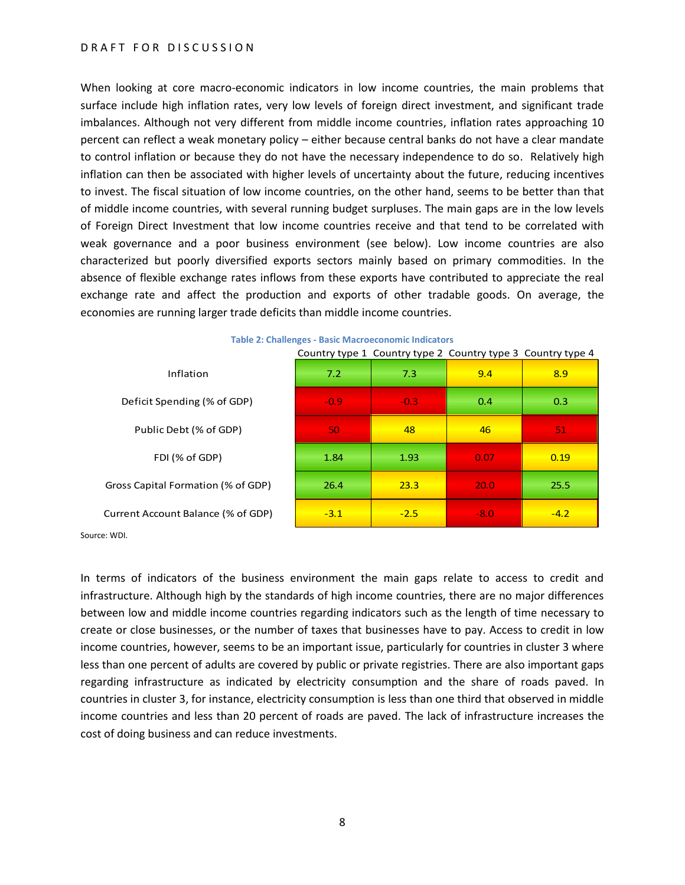When looking at core macro-economic indicators in low income countries, the main problems that surface include high inflation rates, very low levels of foreign direct investment, and significant trade imbalances. Although not very different from middle income countries, inflation rates approaching 10 percent can reflect a weak monetary policy – either because central banks do not have a clear mandate to control inflation or because they do not have the necessary independence to do so. Relatively high inflation can then be associated with higher levels of uncertainty about the future, reducing incentives to invest. The fiscal situation of low income countries, on the other hand, seems to be better than that of middle income countries, with several running budget surpluses. The main gaps are in the low levels of Foreign Direct Investment that low income countries receive and that tend to be correlated with weak governance and a poor business environment (see below). Low income countries are also characterized but poorly diversified exports sectors mainly based on primary commodities. In the absence of flexible exchange rates inflows from these exports have contributed to appreciate the real exchange rate and affect the production and exports of other tradable goods. On average, the economies are running larger trade deficits than middle income countries.

**Table 2: Challenges - Basic Macroeconomic Indicators**

| | Country type 1 | Country type 2 | Country type 3 | Country type 4 |
|---|---|---|---|---|
| Inflation | 7.2 | 7.3 | 9.4 | 8.9 |
| Deficit Spending (% of GDP) | -0.9 | -0.3 | 0.4 | 0.3 |
| Public Debt (% of GDP) | 50 | 48 | 46 | 51 |
| FDI (% of GDP) | 1.84 | 1.93 | 0.07 | 0.19 |
| Gross Capital Formation (% of GDP) | 26.4 | 23.3 | 20.0 | 25.5 |
| Current Account Balance (% of GDP) | -3.1 | -2.5 | -8.0 | -4.2 |

Source: WDI.

In terms of indicators of the business environment the main gaps relate to access to credit and infrastructure. Although high by the standards of high income countries, there are no major differences between low and middle income countries regarding indicators such as the length of time necessary to create or close businesses, or the number of taxes that businesses have to pay. Access to credit in low income countries, however, seems to be an important issue, particularly for countries in cluster 3 where less than one percent of adults are covered by public or private registries. There are also important gaps regarding infrastructure as indicated by electricity consumption and the share of roads paved. In countries in cluster 3, for instance, electricity consumption is less than one third that observed in middle income countries and less than 20 percent of roads are paved. The lack of infrastructure increases the cost of doing business and can reduce investments.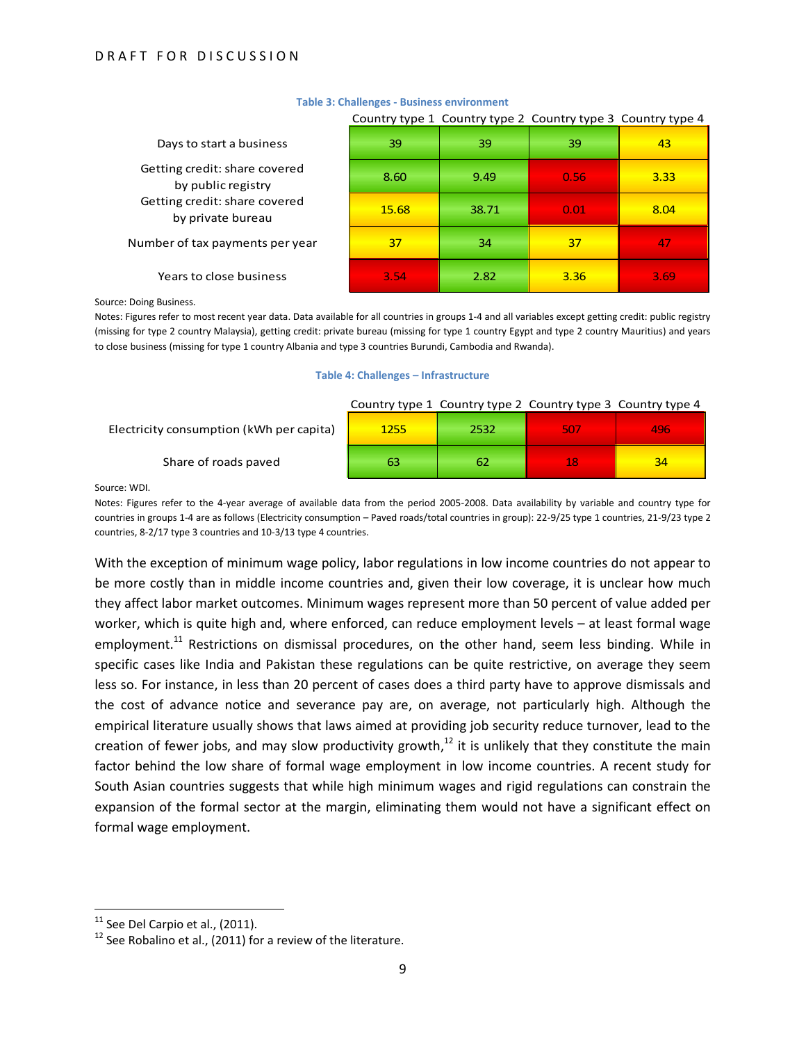**Table 3: Challenges - Business environment**

| | Country type 1 | Country type 2 | Country type 3 | Country type 4 |
|---|---|---|---|---|
| Days to start a business | 39 | 39 | 39 | 43 |
| Getting credit: share covered by public registry | 8.60 | 9.49 | 0.56 | 3.33 |
| Getting credit: share covered by private bureau | 15.68 | 38.71 | 0.01 | 8.04 |
| Number of tax payments per year | 37 | 34 | 37 | 47 |
| Years to close business | 3.54 | 2.82 | 3.36 | 3.69 |

Source: Doing Business.

Notes: Figures refer to most recent year data. Data available for all countries in groups 1-4 and all variables except getting credit: public registry (missing for type 2 country Malaysia), getting credit: private bureau (missing for type 1 country Egypt and type 2 country Mauritius) and years to close business (missing for type 1 country Albania and type 3 countries Burundi, Cambodia and Rwanda).

**Table 4: Challenges – Infrastructure**

| | Country type 1 | Country type 2 | Country type 3 | Country type 4 |
|---|---|---|---|---|
| Electricity consumption (kWh per capita) | 1255 | 2532 | 507 | 496 |
| Share of roads paved | 63 | 62 | 18 | 34 |

Source: WDI.

Notes: Figures refer to the 4-year average of available data from the period 2005-2008. Data availability by variable and country type for countries in groups 1-4 are as follows (Electricity consumption – Paved roads/total countries in group): 22-9/25 type 1 countries, 21-9/23 type 2 countries, 8-2/17 type 3 countries and 10-3/13 type 4 countries.

With the exception of minimum wage policy, labor regulations in low income countries do not appear to be more costly than in middle income countries and, given their low coverage, it is unclear how much they affect labor market outcomes. Minimum wages represent more than 50 percent of value added per worker, which is quite high and, where enforced, can reduce employment levels – at least formal wage employment.[11] Restrictions on dismissal procedures, on the other hand, seem less binding. While in specific cases like India and Pakistan these regulations can be quite restrictive, on average they seem less so. For instance, in less than 20 percent of cases does a third party have to approve dismissals and the cost of advance notice and severance pay are, on average, not particularly high. Although the empirical literature usually shows that laws aimed at providing job security reduce turnover, lead to the creation of fewer jobs, and may slow productivity growth,[12] it is unlikely that they constitute the main factor behind the low share of formal wage employment in low income countries. A recent study for South Asian countries suggests that while high minimum wages and rigid regulations can constrain the expansion of the formal sector at the margin, eliminating them would not have a significant effect on formal wage employment.

[11] See Del Carpio et al., (2011).

[12] See Robalino et al., (2011) for a review of the literature.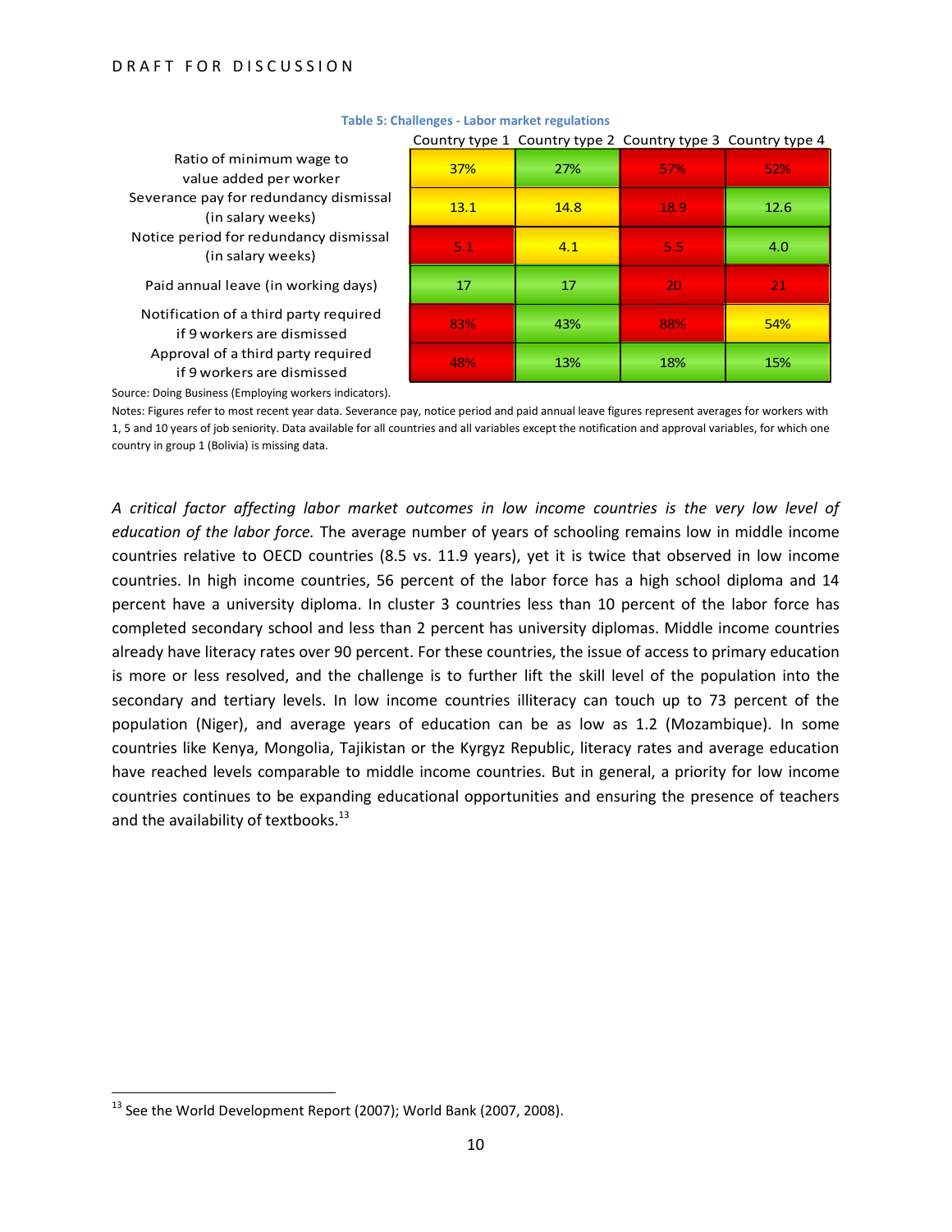**Table 5: Challenges - Labor market regulations**

| | Country type 1 | Country type 2 | Country type 3 | Country type 4 |
|---|---|---|---|---|
| Ratio of minimum wage to value added per worker | 37% | 27% | 57% | 52% |
| Severance pay for redundancy dismissal (in salary weeks) | 13.1 | 14.8 | 18.9 | 12.6 |
| Notice period for redundancy dismissal (in salary weeks) | 5.1 | 4.1 | 5.5 | 4.0 |
| Paid annual leave (in working days) | 17 | 17 | 20 | 21 |
| Notification of a third party required if 9 workers are dismissed | 83% | 43% | 88% | 54% |
| Approval of a third party required if 9 workers are dismissed | 48% | 13% | 18% | 15% |

Source: Doing Business (Employing workers indicators).

Notes: Figures refer to most recent year data. Severance pay, notice period and paid annual leave figures represent averages for workers with 1, 5 and 10 years of job seniority. Data available for all countries and all variables except the notification and approval variables, for which one country in group 1 (Bolivia) is missing data.

*A critical factor affecting labor market outcomes in low income countries is the very low level of education of the labor force.* The average number of years of schooling remains low in middle income countries relative to OECD countries (8.5 vs. 11.9 years), yet it is twice that observed in low income countries. In high income countries, 56 percent of the labor force has a high school diploma and 14 percent have a university diploma. In cluster 3 countries less than 10 percent of the labor force has completed secondary school and less than 2 percent has university diplomas. Middle income countries already have literacy rates over 90 percent. For these countries, the issue of access to primary education is more or less resolved, and the challenge is to further lift the skill level of the population into the secondary and tertiary levels. In low income countries illiteracy can touch up to 73 percent of the population (Niger), and average years of education can be as low as 1.2 (Mozambique). In some countries like Kenya, Mongolia, Tajikistan or the Kyrgyz Republic, literacy rates and average education have reached levels comparable to middle income countries. But in general, a priority for low income countries continues to be expanding educational opportunities and ensuring the presence of teachers and the availability of textbooks.[13]

[13] See the World Development Report (2007); World Bank (2007, 2008).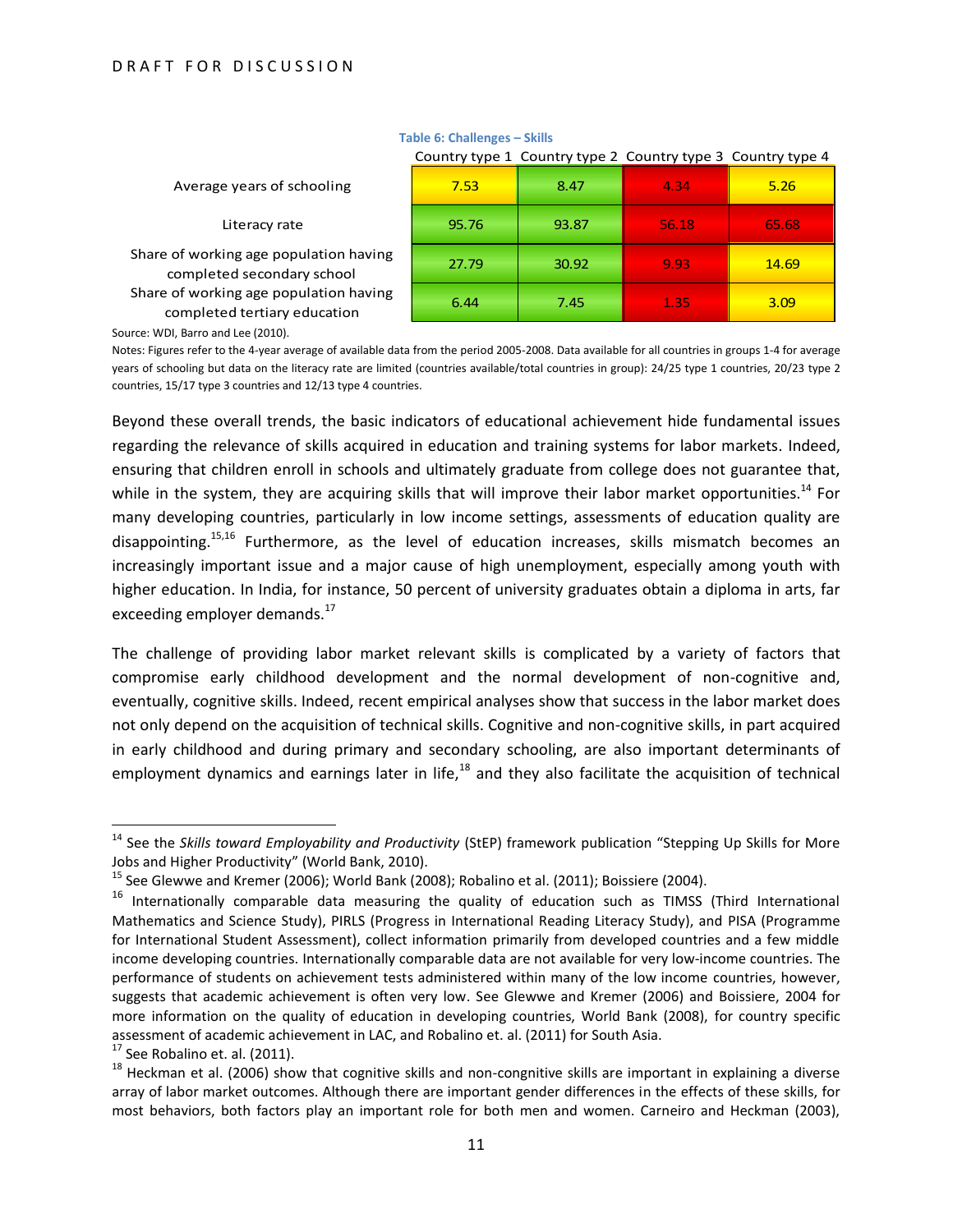**Table 6: Challenges – Skills**

| | Country type 1 | Country type 2 | Country type 3 | Country type 4 |
|---|---|---|---|---|
| Average years of schooling | 7.53 | 8.47 | 4.34 | 5.26 |
| Literacy rate | 95.76 | 93.87 | 56.18 | 65.68 |
| Share of working age population having completed secondary school | 27.79 | 30.92 | 9.93 | 14.69 |
| Share of working age population having completed tertiary education | 6.44 | 7.45 | 1.35 | 3.09 |

Source: WDI, Barro and Lee (2010).

Notes: Figures refer to the 4-year average of available data from the period 2005-2008. Data available for all countries in groups 1-4 for average years of schooling but data on the literacy rate are limited (countries available/total countries in group): 24/25 type 1 countries, 20/23 type 2 countries, 15/17 type 3 countries and 12/13 type 4 countries.

Beyond these overall trends, the basic indicators of educational achievement hide fundamental issues regarding the relevance of skills acquired in education and training systems for labor markets. Indeed, ensuring that children enroll in schools and ultimately graduate from college does not guarantee that, while in the system, they are acquiring skills that will improve their labor market opportunities.[14] For many developing countries, particularly in low income settings, assessments of education quality are disappointing.[15,16] Furthermore, as the level of education increases, skills mismatch becomes an increasingly important issue and a major cause of high unemployment, especially among youth with higher education. In India, for instance, 50 percent of university graduates obtain a diploma in arts, far exceeding employer demands.[17]

The challenge of providing labor market relevant skills is complicated by a variety of factors that compromise early childhood development and the normal development of non-cognitive and, eventually, cognitive skills. Indeed, recent empirical analyses show that success in the labor market does not only depend on the acquisition of technical skills. Cognitive and non-cognitive skills, in part acquired in early childhood and during primary and secondary schooling, are also important determinants of employment dynamics and earnings later in life,[18] and they also facilitate the acquisition of technical

---

[14] See the *Skills toward Employability and Productivity* (StEP) framework publication "Stepping Up Skills for More Jobs and Higher Productivity" (World Bank, 2010).

[15] See Glewwe and Kremer (2006); World Bank (2008); Robalino et al. (2011); Boissiere (2004).

[16] Internationally comparable data measuring the quality of education such as TIMSS (Third International Mathematics and Science Study), PIRLS (Progress in International Reading Literacy Study), and PISA (Programme for International Student Assessment), collect information primarily from developed countries and a few middle income developing countries. Internationally comparable data are not available for very low-income countries. The performance of students on achievement tests administered within many of the low income countries, however, suggests that academic achievement is often very low. See Glewwe and Kremer (2006) and Boissiere, 2004 for more information on the quality of education in developing countries, World Bank (2008), for country specific assessment of academic achievement in LAC, and Robalino et. al. (2011) for South Asia.

[17] See Robalino et. al. (2011).

[18] Heckman et al. (2006) show that cognitive skills and non-congnitive skills are important in explaining a diverse array of labor market outcomes. Although there are important gender differences in the effects of these skills, for most behaviors, both factors play an important role for both men and women. Carneiro and Heckman (2003),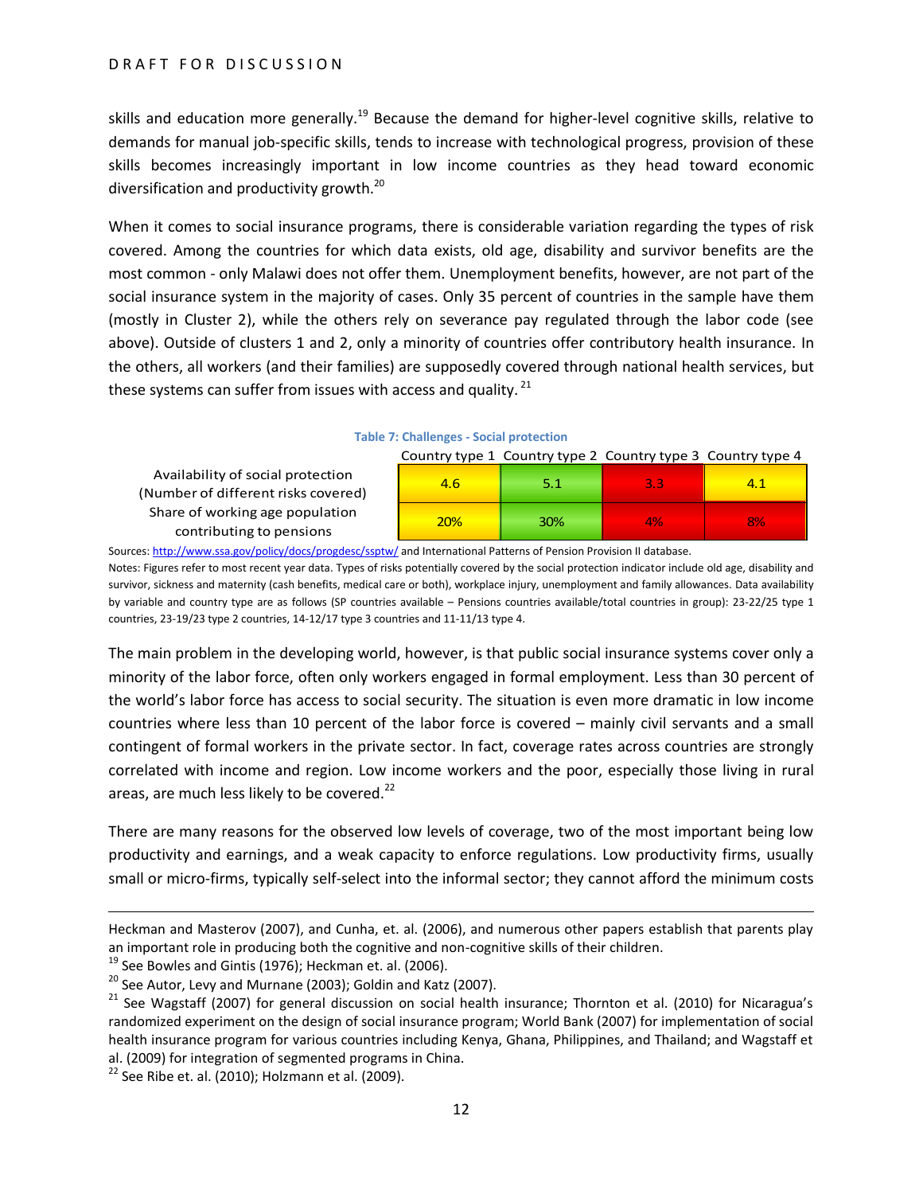skills and education more generally.[19] Because the demand for higher-level cognitive skills, relative to demands for manual job-specific skills, tends to increase with technological progress, provision of these skills becomes increasingly important in low income countries as they head toward economic diversification and productivity growth.[20]

When it comes to social insurance programs, there is considerable variation regarding the types of risk covered. Among the countries for which data exists, old age, disability and survivor benefits are the most common - only Malawi does not offer them. Unemployment benefits, however, are not part of the social insurance system in the majority of cases. Only 35 percent of countries in the sample have them (mostly in Cluster 2), while the others rely on severance pay regulated through the labor code (see above). Outside of clusters 1 and 2, only a minority of countries offer contributory health insurance. In the others, all workers (and their families) are supposedly covered through national health services, but these systems can suffer from issues with access and quality. [21]

**Table 7: Challenges - Social protection**

| | Country type 1 | Country type 2 | Country type 3 | Country type 4 |
|---|---|---|---|---|
| Availability of social protection (Number of different risks covered) | 4.6 | 5.1 | 3.3 | 4.1 |
| Share of working age population contributing to pensions | 20% | 30% | 4% | 8% |

Sources: http://www.ssa.gov/policy/docs/progdesc/ssptw/ and International Patterns of Pension Provision II database.

Notes: Figures refer to most recent year data. Types of risks potentially covered by the social protection indicator include old age, disability and survivor, sickness and maternity (cash benefits, medical care or both), workplace injury, unemployment and family allowances. Data availability by variable and country type are as follows (SP countries available – Pensions countries available/total countries in group): 23-22/25 type 1 countries, 23-19/23 type 2 countries, 14-12/17 type 3 countries and 11-11/13 type 4.

The main problem in the developing world, however, is that public social insurance systems cover only a minority of the labor force, often only workers engaged in formal employment. Less than 30 percent of the world's labor force has access to social security. The situation is even more dramatic in low income countries where less than 10 percent of the labor force is covered – mainly civil servants and a small contingent of formal workers in the private sector. In fact, coverage rates across countries are strongly correlated with income and region. Low income workers and the poor, especially those living in rural areas, are much less likely to be covered.[22]

There are many reasons for the observed low levels of coverage, two of the most important being low productivity and earnings, and a weak capacity to enforce regulations. Low productivity firms, usually small or micro-firms, typically self-select into the informal sector; they cannot afford the minimum costs

---

Heckman and Masterov (2007), and Cunha, et. al. (2006), and numerous other papers establish that parents play an important role in producing both the cognitive and non-cognitive skills of their children.

[19] See Bowles and Gintis (1976); Heckman et. al. (2006).

[20] See Autor, Levy and Murnane (2003); Goldin and Katz (2007).

[21] See Wagstaff (2007) for general discussion on social health insurance; Thornton et al. (2010) for Nicaragua's randomized experiment on the design of social insurance program; World Bank (2007) for implementation of social health insurance program for various countries including Kenya, Ghana, Philippines, and Thailand; and Wagstaff et al. (2009) for integration of segmented programs in China.

[22] See Ribe et. al. (2010); Holzmann et al. (2009).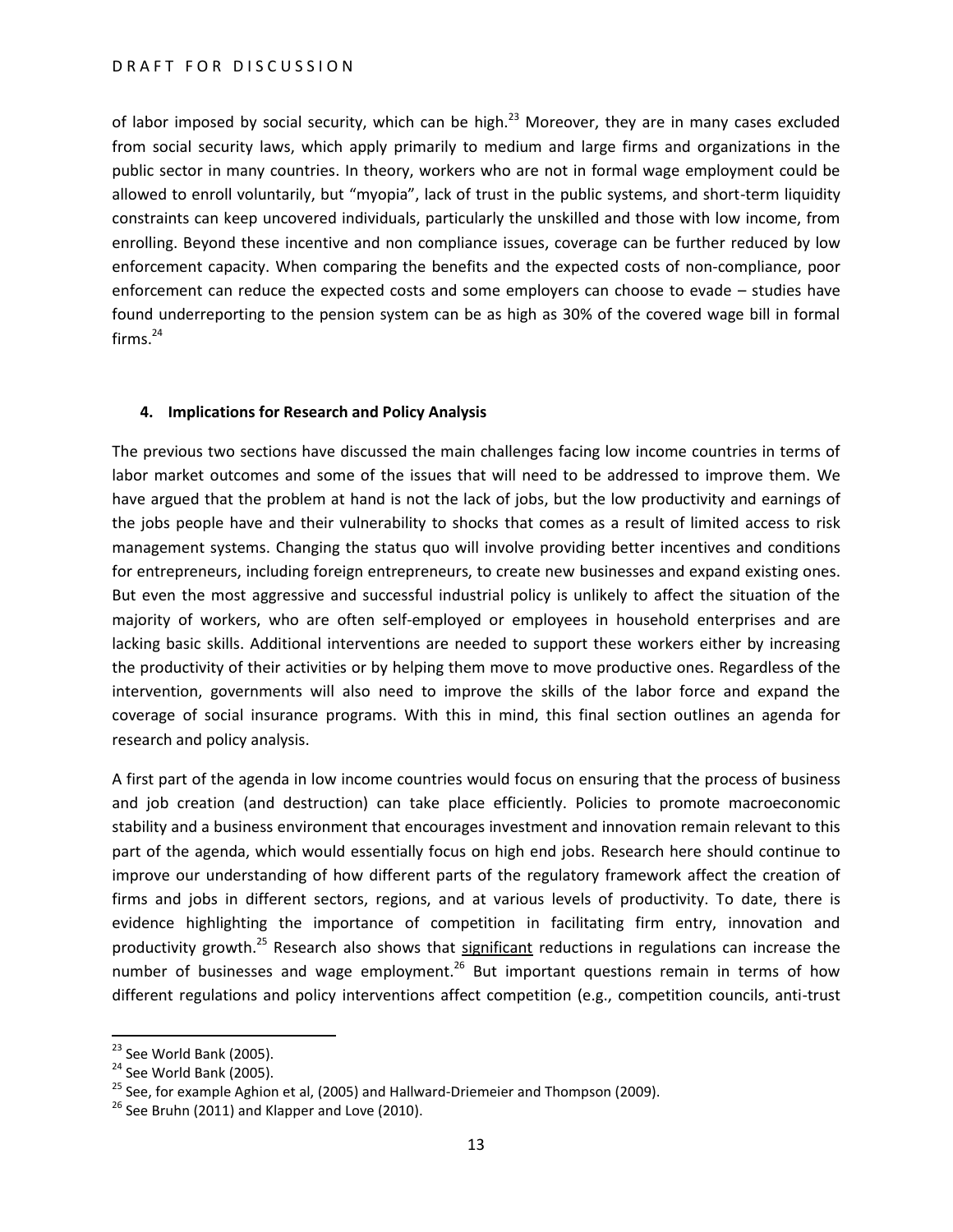of labor imposed by social security, which can be high.[23] Moreover, they are in many cases excluded from social security laws, which apply primarily to medium and large firms and organizations in the public sector in many countries. In theory, workers who are not in formal wage employment could be allowed to enroll voluntarily, but "myopia", lack of trust in the public systems, and short-term liquidity constraints can keep uncovered individuals, particularly the unskilled and those with low income, from enrolling. Beyond these incentive and non compliance issues, coverage can be further reduced by low enforcement capacity. When comparing the benefits and the expected costs of non-compliance, poor enforcement can reduce the expected costs and some employers can choose to evade – studies have found underreporting to the pension system can be as high as 30% of the covered wage bill in formal firms.[24]

## 4. Implications for Research and Policy Analysis

The previous two sections have discussed the main challenges facing low income countries in terms of labor market outcomes and some of the issues that will need to be addressed to improve them. We have argued that the problem at hand is not the lack of jobs, but the low productivity and earnings of the jobs people have and their vulnerability to shocks that comes as a result of limited access to risk management systems. Changing the status quo will involve providing better incentives and conditions for entrepreneurs, including foreign entrepreneurs, to create new businesses and expand existing ones. But even the most aggressive and successful industrial policy is unlikely to affect the situation of the majority of workers, who are often self-employed or employees in household enterprises and are lacking basic skills. Additional interventions are needed to support these workers either by increasing the productivity of their activities or by helping them move to move productive ones. Regardless of the intervention, governments will also need to improve the skills of the labor force and expand the coverage of social insurance programs. With this in mind, this final section outlines an agenda for research and policy analysis.

A first part of the agenda in low income countries would focus on ensuring that the process of business and job creation (and destruction) can take place efficiently. Policies to promote macroeconomic stability and a business environment that encourages investment and innovation remain relevant to this part of the agenda, which would essentially focus on high end jobs. Research here should continue to improve our understanding of how different parts of the regulatory framework affect the creation of firms and jobs in different sectors, regions, and at various levels of productivity. To date, there is evidence highlighting the importance of competition in facilitating firm entry, innovation and productivity growth.[25] Research also shows that <u>significant</u> reductions in regulations can increase the number of businesses and wage employment.[26] But important questions remain in terms of how different regulations and policy interventions affect competition (e.g., competition councils, anti-trust

---

[23] See World Bank (2005).

[24] See World Bank (2005).

[25] See, for example Aghion et al, (2005) and Hallward-Driemeier and Thompson (2009).

[26] See Bruhn (2011) and Klapper and Love (2010).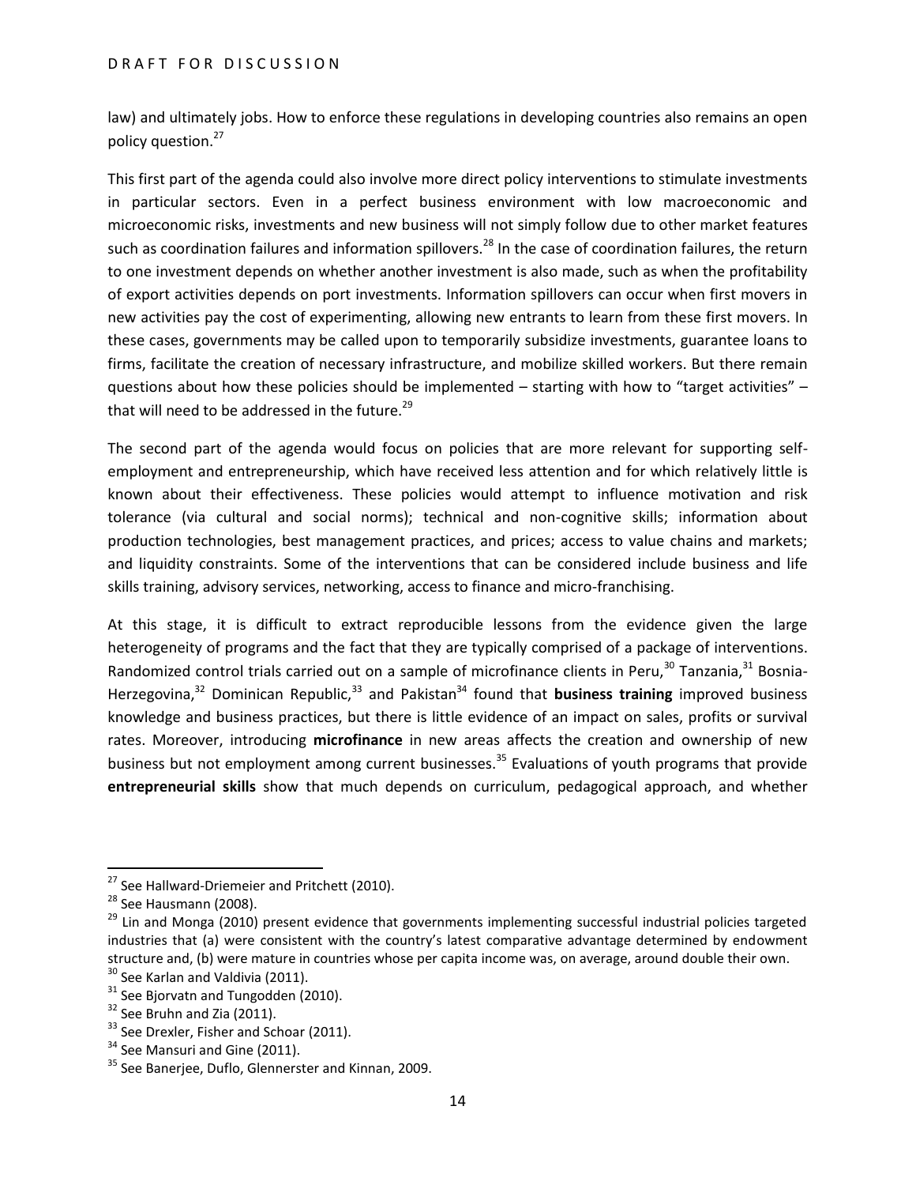law) and ultimately jobs. How to enforce these regulations in developing countries also remains an open policy question.[27]

This first part of the agenda could also involve more direct policy interventions to stimulate investments in particular sectors. Even in a perfect business environment with low macroeconomic and microeconomic risks, investments and new business will not simply follow due to other market features such as coordination failures and information spillovers.[28] In the case of coordination failures, the return to one investment depends on whether another investment is also made, such as when the profitability of export activities depends on port investments. Information spillovers can occur when first movers in new activities pay the cost of experimenting, allowing new entrants to learn from these first movers. In these cases, governments may be called upon to temporarily subsidize investments, guarantee loans to firms, facilitate the creation of necessary infrastructure, and mobilize skilled workers. But there remain questions about how these policies should be implemented – starting with how to "target activities" – that will need to be addressed in the future.[29]

The second part of the agenda would focus on policies that are more relevant for supporting self-employment and entrepreneurship, which have received less attention and for which relatively little is known about their effectiveness. These policies would attempt to influence motivation and risk tolerance (via cultural and social norms); technical and non-cognitive skills; information about production technologies, best management practices, and prices; access to value chains and markets; and liquidity constraints. Some of the interventions that can be considered include business and life skills training, advisory services, networking, access to finance and micro-franchising.

At this stage, it is difficult to extract reproducible lessons from the evidence given the large heterogeneity of programs and the fact that they are typically comprised of a package of interventions. Randomized control trials carried out on a sample of microfinance clients in Peru,[30] Tanzania,[31] Bosnia-Herzegovina,[32] Dominican Republic,[33] and Pakistan[34] found that **business training** improved business knowledge and business practices, but there is little evidence of an impact on sales, profits or survival rates. Moreover, introducing **microfinance** in new areas affects the creation and ownership of new business but not employment among current businesses.[35] Evaluations of youth programs that provide **entrepreneurial skills** show that much depends on curriculum, pedagogical approach, and whether

---

[27] See Hallward-Driemeier and Pritchett (2010).

[28] See Hausmann (2008).

[29] Lin and Monga (2010) present evidence that governments implementing successful industrial policies targeted industries that (a) were consistent with the country's latest comparative advantage determined by endowment structure and, (b) were mature in countries whose per capita income was, on average, around double their own.

[30] See Karlan and Valdivia (2011).

[31] See Bjorvatn and Tungodden (2010).

[32] See Bruhn and Zia (2011).

[33] See Drexler, Fisher and Schoar (2011).

[34] See Mansuri and Gine (2011).

[35] See Banerjee, Duflo, Glennerster and Kinnan, 2009.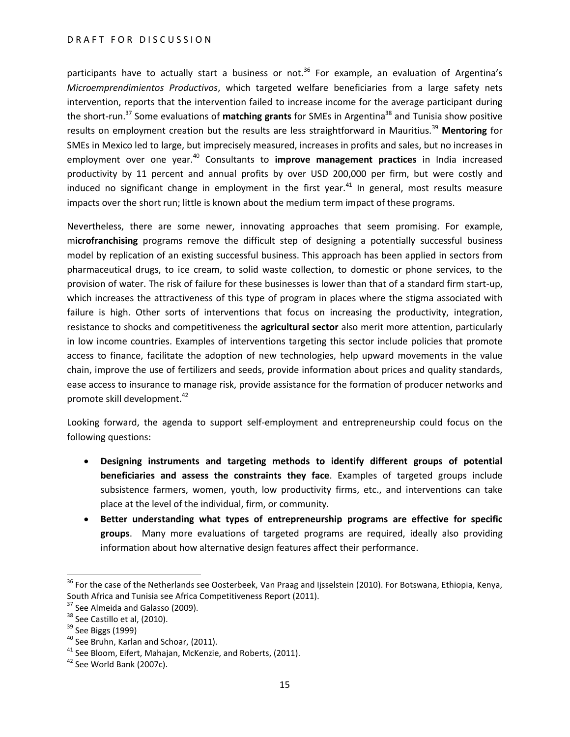participants have to actually start a business or not.[36] For example, an evaluation of Argentina's *Microemprendimientos Productivos*, which targeted welfare beneficiaries from a large safety nets intervention, reports that the intervention failed to increase income for the average participant during the short-run.[37] Some evaluations of **matching grants** for SMEs in Argentina[38] and Tunisia show positive results on employment creation but the results are less straightforward in Mauritius.[39] **Mentoring** for SMEs in Mexico led to large, but imprecisely measured, increases in profits and sales, but no increases in employment over one year.[40] Consultants to **improve management practices** in India increased productivity by 11 percent and annual profits by over USD 200,000 per firm, but were costly and induced no significant change in employment in the first year.[41] In general, most results measure impacts over the short run; little is known about the medium term impact of these programs.

Nevertheless, there are some newer, innovating approaches that seem promising. For example, m**icrofranchising** programs remove the difficult step of designing a potentially successful business model by replication of an existing successful business. This approach has been applied in sectors from pharmaceutical drugs, to ice cream, to solid waste collection, to domestic or phone services, to the provision of water. The risk of failure for these businesses is lower than that of a standard firm start-up, which increases the attractiveness of this type of program in places where the stigma associated with failure is high. Other sorts of interventions that focus on increasing the productivity, integration, resistance to shocks and competitiveness the **agricultural sector** also merit more attention, particularly in low income countries. Examples of interventions targeting this sector include policies that promote access to finance, facilitate the adoption of new technologies, help upward movements in the value chain, improve the use of fertilizers and seeds, provide information about prices and quality standards, ease access to insurance to manage risk, provide assistance for the formation of producer networks and promote skill development.[42]

Looking forward, the agenda to support self-employment and entrepreneurship could focus on the following questions:

- **Designing instruments and targeting methods to identify different groups of potential beneficiaries and assess the constraints they face**. Examples of targeted groups include subsistence farmers, women, youth, low productivity firms, etc., and interventions can take place at the level of the individual, firm, or community.
- **Better understanding what types of entrepreneurship programs are effective for specific groups**. Many more evaluations of targeted programs are required, ideally also providing information about how alternative design features affect their performance.

---

[36] For the case of the Netherlands see Oosterbeek, Van Praag and Ijsselstein (2010). For Botswana, Ethiopia, Kenya, South Africa and Tunisia see Africa Competitiveness Report (2011).

[37] See Almeida and Galasso (2009).

[38] See Castillo et al, (2010).

[39] See Biggs (1999)

[40] See Bruhn, Karlan and Schoar, (2011).

[41] See Bloom, Eifert, Mahajan, McKenzie, and Roberts, (2011).

[42] See World Bank (2007c).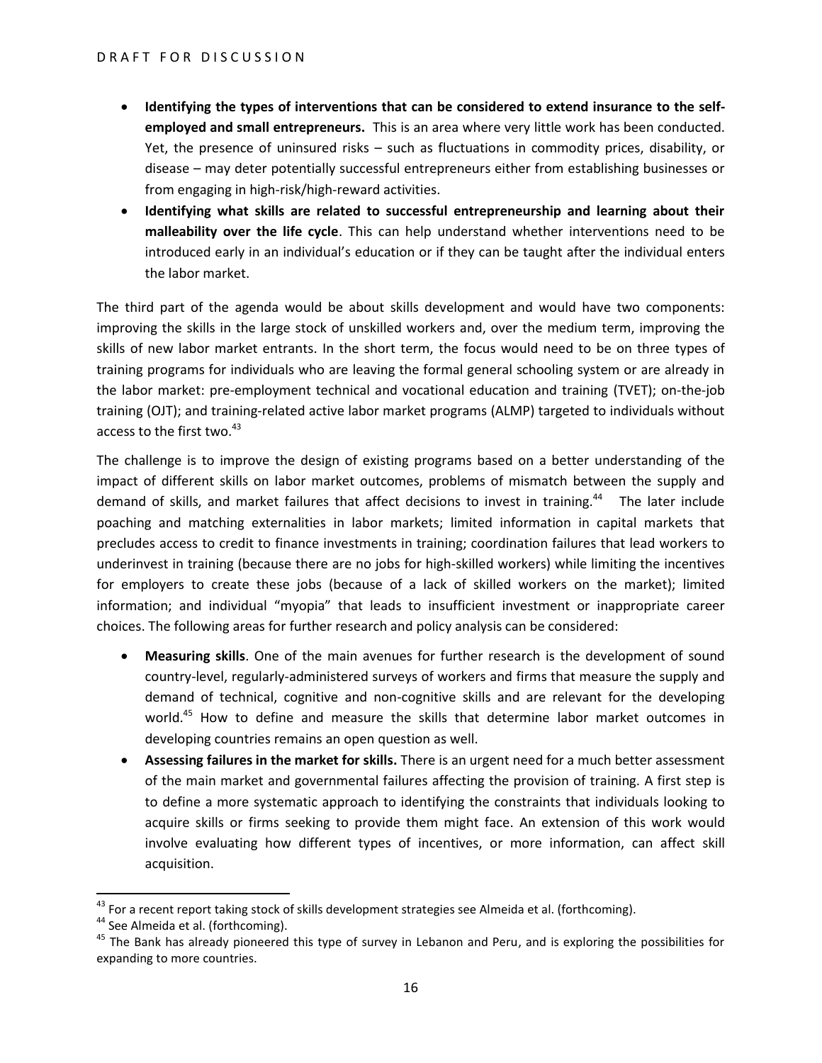- **Identifying the types of interventions that can be considered to extend insurance to the self-employed and small entrepreneurs.** This is an area where very little work has been conducted. Yet, the presence of uninsured risks – such as fluctuations in commodity prices, disability, or disease – may deter potentially successful entrepreneurs either from establishing businesses or from engaging in high-risk/high-reward activities.
- **Identifying what skills are related to successful entrepreneurship and learning about their malleability over the life cycle**. This can help understand whether interventions need to be introduced early in an individual's education or if they can be taught after the individual enters the labor market.

The third part of the agenda would be about skills development and would have two components: improving the skills in the large stock of unskilled workers and, over the medium term, improving the skills of new labor market entrants. In the short term, the focus would need to be on three types of training programs for individuals who are leaving the formal general schooling system or are already in the labor market: pre-employment technical and vocational education and training (TVET); on-the-job training (OJT); and training-related active labor market programs (ALMP) targeted to individuals without access to the first two.[43]

The challenge is to improve the design of existing programs based on a better understanding of the impact of different skills on labor market outcomes, problems of mismatch between the supply and demand of skills, and market failures that affect decisions to invest in training.[44] The later include poaching and matching externalities in labor markets; limited information in capital markets that precludes access to credit to finance investments in training; coordination failures that lead workers to underinvest in training (because there are no jobs for high-skilled workers) while limiting the incentives for employers to create these jobs (because of a lack of skilled workers on the market); limited information; and individual "myopia" that leads to insufficient investment or inappropriate career choices. The following areas for further research and policy analysis can be considered:

- **Measuring skills**. One of the main avenues for further research is the development of sound country-level, regularly-administered surveys of workers and firms that measure the supply and demand of technical, cognitive and non-cognitive skills and are relevant for the developing world.[45] How to define and measure the skills that determine labor market outcomes in developing countries remains an open question as well.
- **Assessing failures in the market for skills.** There is an urgent need for a much better assessment of the main market and governmental failures affecting the provision of training. A first step is to define a more systematic approach to identifying the constraints that individuals looking to acquire skills or firms seeking to provide them might face. An extension of this work would involve evaluating how different types of incentives, or more information, can affect skill acquisition.

[43] For a recent report taking stock of skills development strategies see Almeida et al. (forthcoming).

[44] See Almeida et al. (forthcoming).

[45] The Bank has already pioneered this type of survey in Lebanon and Peru, and is exploring the possibilities for expanding to more countries.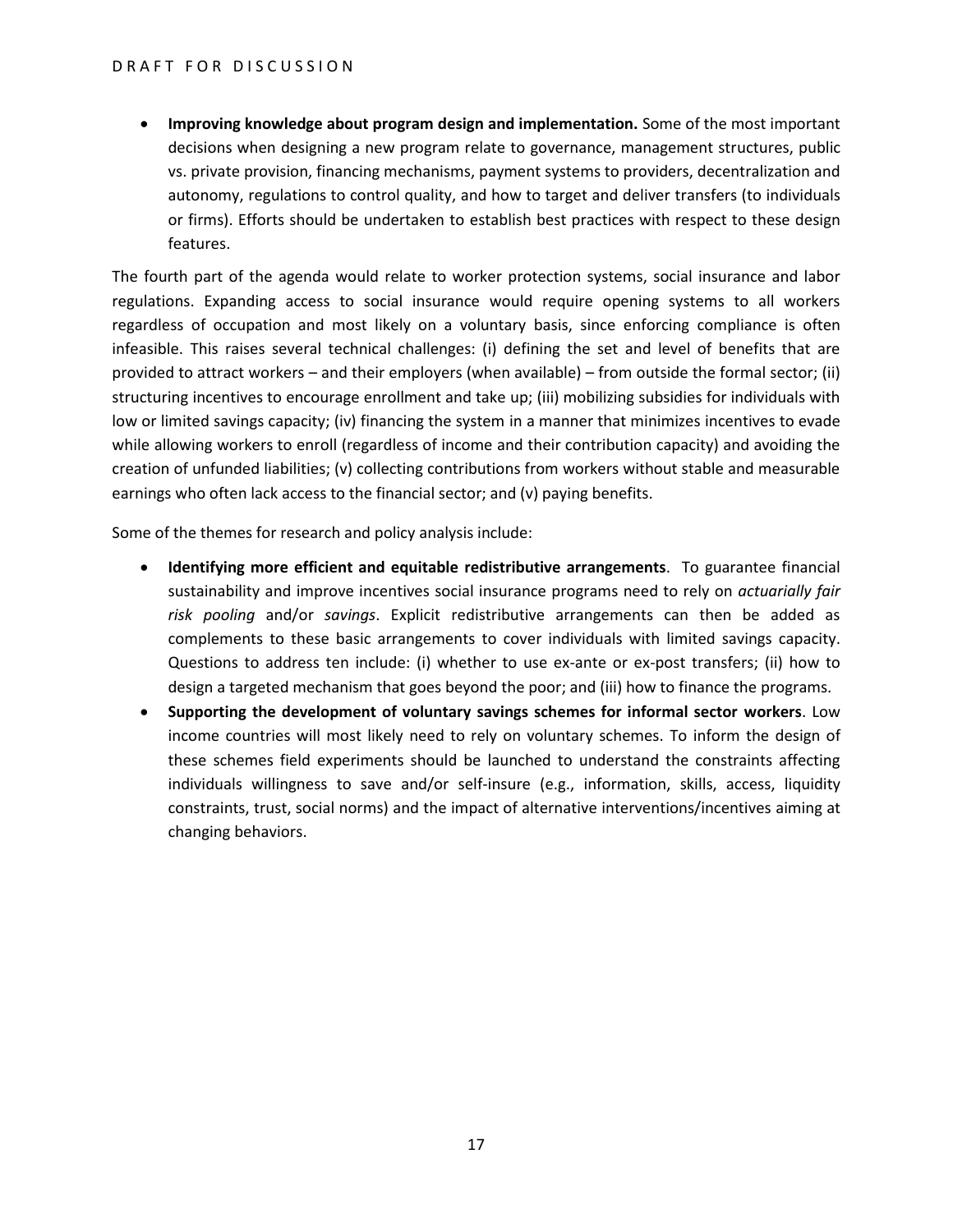- **Improving knowledge about program design and implementation.** Some of the most important decisions when designing a new program relate to governance, management structures, public vs. private provision, financing mechanisms, payment systems to providers, decentralization and autonomy, regulations to control quality, and how to target and deliver transfers (to individuals or firms). Efforts should be undertaken to establish best practices with respect to these design features.

The fourth part of the agenda would relate to worker protection systems, social insurance and labor regulations. Expanding access to social insurance would require opening systems to all workers regardless of occupation and most likely on a voluntary basis, since enforcing compliance is often infeasible. This raises several technical challenges: (i) defining the set and level of benefits that are provided to attract workers – and their employers (when available) – from outside the formal sector; (ii) structuring incentives to encourage enrollment and take up; (iii) mobilizing subsidies for individuals with low or limited savings capacity; (iv) financing the system in a manner that minimizes incentives to evade while allowing workers to enroll (regardless of income and their contribution capacity) and avoiding the creation of unfunded liabilities; (v) collecting contributions from workers without stable and measurable earnings who often lack access to the financial sector; and (v) paying benefits.

Some of the themes for research and policy analysis include:

- **Identifying more efficient and equitable redistributive arrangements**. To guarantee financial sustainability and improve incentives social insurance programs need to rely on *actuarially fair risk pooling* and/or *savings*. Explicit redistributive arrangements can then be added as complements to these basic arrangements to cover individuals with limited savings capacity. Questions to address ten include: (i) whether to use ex-ante or ex-post transfers; (ii) how to design a targeted mechanism that goes beyond the poor; and (iii) how to finance the programs.
- **Supporting the development of voluntary savings schemes for informal sector workers**. Low income countries will most likely need to rely on voluntary schemes. To inform the design of these schemes field experiments should be launched to understand the constraints affecting individuals willingness to save and/or self-insure (e.g., information, skills, access, liquidity constraints, trust, social norms) and the impact of alternative interventions/incentives aiming at changing behaviors.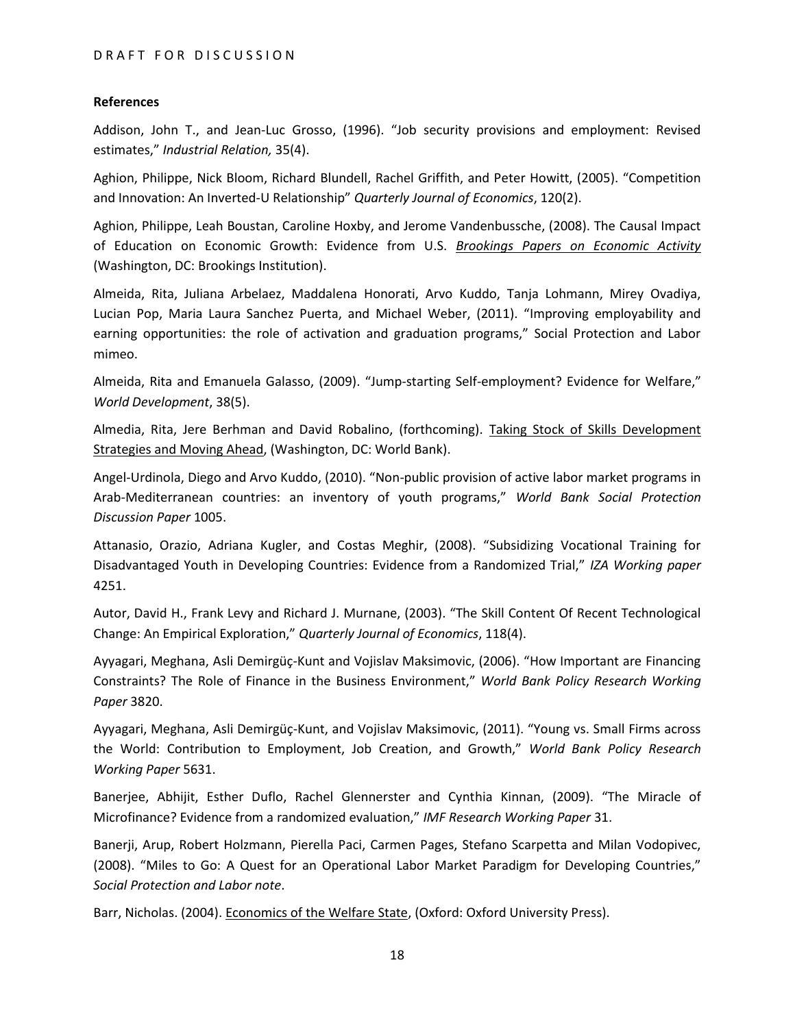**References**

Addison, John T., and Jean-Luc Grosso, (1996). "Job security provisions and employment: Revised estimates," *Industrial Relation,* 35(4).

Aghion, Philippe, Nick Bloom, Richard Blundell, Rachel Griffith, and Peter Howitt, (2005). "Competition and Innovation: An Inverted-U Relationship" *Quarterly Journal of Economics*, 120(2).

Aghion, Philippe, Leah Boustan, Caroline Hoxby, and Jerome Vandenbussche, (2008). The Causal Impact of Education on Economic Growth: Evidence from U.S. *Brookings Papers on Economic Activity* (Washington, DC: Brookings Institution).

Almeida, Rita, Juliana Arbelaez, Maddalena Honorati, Arvo Kuddo, Tanja Lohmann, Mirey Ovadiya, Lucian Pop, Maria Laura Sanchez Puerta, and Michael Weber, (2011). "Improving employability and earning opportunities: the role of activation and graduation programs," Social Protection and Labor mimeo.

Almeida, Rita and Emanuela Galasso, (2009). "Jump-starting Self-employment? Evidence for Welfare," *World Development*, 38(5).

Almedia, Rita, Jere Berhman and David Robalino, (forthcoming). Taking Stock of Skills Development Strategies and Moving Ahead, (Washington, DC: World Bank).

Angel-Urdinola, Diego and Arvo Kuddo, (2010). "Non-public provision of active labor market programs in Arab-Mediterranean countries: an inventory of youth programs," *World Bank Social Protection Discussion Paper* 1005.

Attanasio, Orazio, Adriana Kugler, and Costas Meghir, (2008). "Subsidizing Vocational Training for Disadvantaged Youth in Developing Countries: Evidence from a Randomized Trial," *IZA Working paper* 4251.

Autor, David H., Frank Levy and Richard J. Murnane, (2003). "The Skill Content Of Recent Technological Change: An Empirical Exploration," *Quarterly Journal of Economics*, 118(4).

Ayyagari, Meghana, Asli Demirgüç-Kunt and Vojislav Maksimovic, (2006). "How Important are Financing Constraints? The Role of Finance in the Business Environment," *World Bank Policy Research Working Paper* 3820.

Ayyagari, Meghana, Asli Demirgüç-Kunt, and Vojislav Maksimovic, (2011). "Young vs. Small Firms across the World: Contribution to Employment, Job Creation, and Growth," *World Bank Policy Research Working Paper* 5631.

Banerjee, Abhijit, Esther Duflo, Rachel Glennerster and Cynthia Kinnan, (2009). "The Miracle of Microfinance? Evidence from a randomized evaluation," *IMF Research Working Paper* 31.

Banerji, Arup, Robert Holzmann, Pierella Paci, Carmen Pages, Stefano Scarpetta and Milan Vodopivec, (2008). "Miles to Go: A Quest for an Operational Labor Market Paradigm for Developing Countries," *Social Protection and Labor note*.

Barr, Nicholas. (2004). Economics of the Welfare State, (Oxford: Oxford University Press).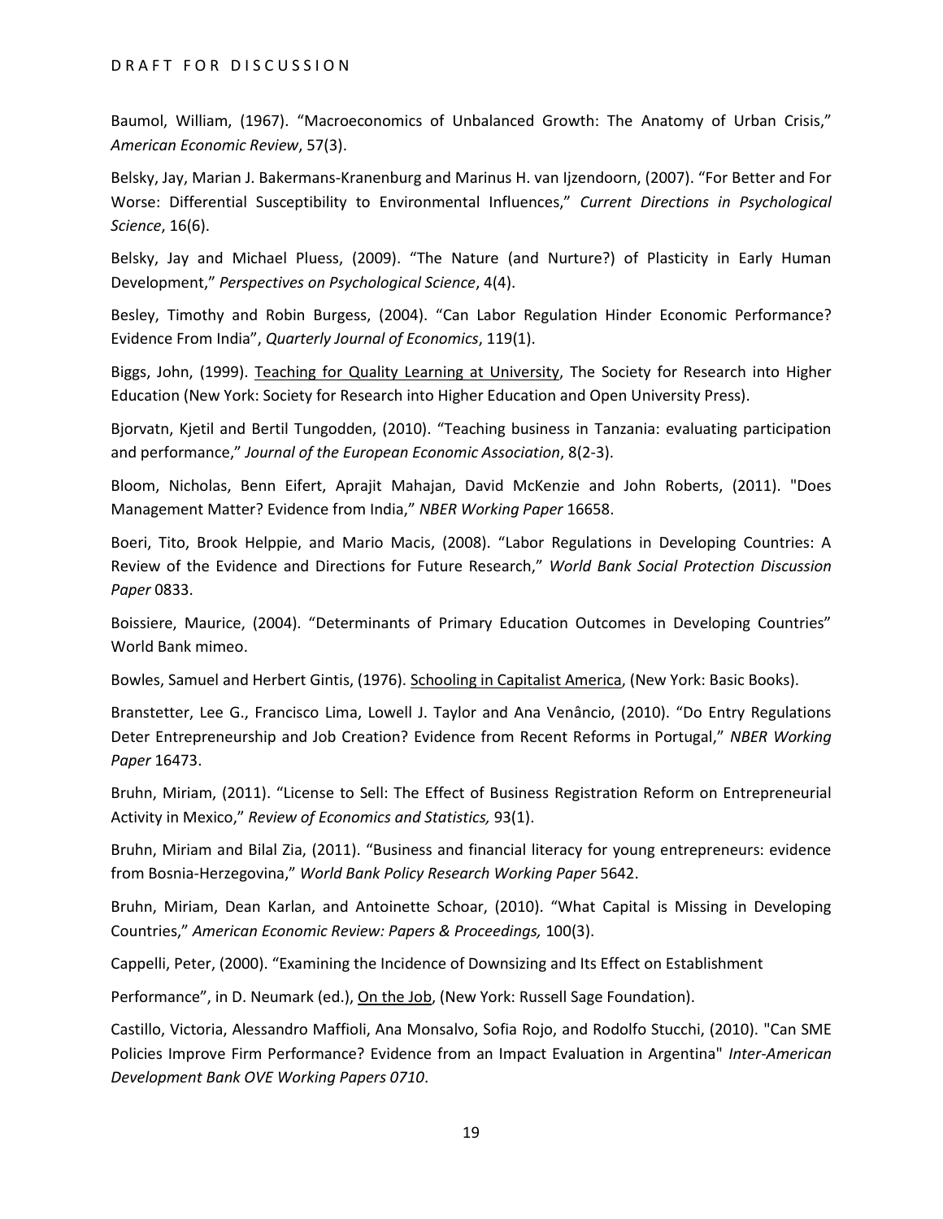Baumol, William, (1967). “Macroeconomics of Unbalanced Growth: The Anatomy of Urban Crisis,” *American Economic Review*, 57(3).

Belsky, Jay, Marian J. Bakermans-Kranenburg and Marinus H. van Ijzendoorn, (2007). “For Better and For Worse: Differential Susceptibility to Environmental Influences,” *Current Directions in Psychological Science*, 16(6).

Belsky, Jay and Michael Pluess, (2009). “The Nature (and Nurture?) of Plasticity in Early Human Development,” *Perspectives on Psychological Science*, 4(4).

Besley, Timothy and Robin Burgess, (2004). “Can Labor Regulation Hinder Economic Performance? Evidence From India”, *Quarterly Journal of Economics*, 119(1).

Biggs, John, (1999). Teaching for Quality Learning at University, The Society for Research into Higher Education (New York: Society for Research into Higher Education and Open University Press).

Bjorvatn, Kjetil and Bertil Tungodden, (2010). “Teaching business in Tanzania: evaluating participation and performance,” *Journal of the European Economic Association*, 8(2-3).

Bloom, Nicholas, Benn Eifert, Aprajit Mahajan, David McKenzie and John Roberts, (2011). "Does Management Matter? Evidence from India,” *NBER Working Paper* 16658.

Boeri, Tito, Brook Helppie, and Mario Macis, (2008). “Labor Regulations in Developing Countries: A Review of the Evidence and Directions for Future Research,” *World Bank Social Protection Discussion Paper* 0833.

Boissiere, Maurice, (2004). “Determinants of Primary Education Outcomes in Developing Countries” World Bank mimeo.

Bowles, Samuel and Herbert Gintis, (1976). Schooling in Capitalist America, (New York: Basic Books).

Branstetter, Lee G., Francisco Lima, Lowell J. Taylor and Ana Venâncio, (2010). “Do Entry Regulations Deter Entrepreneurship and Job Creation? Evidence from Recent Reforms in Portugal,” *NBER Working Paper* 16473.

Bruhn, Miriam, (2011). “License to Sell: The Effect of Business Registration Reform on Entrepreneurial Activity in Mexico,” *Review of Economics and Statistics,* 93(1).

Bruhn, Miriam and Bilal Zia, (2011). “Business and financial literacy for young entrepreneurs: evidence from Bosnia-Herzegovina,” *World Bank Policy Research Working Paper* 5642.

Bruhn, Miriam, Dean Karlan, and Antoinette Schoar, (2010). “What Capital is Missing in Developing Countries,” *American Economic Review: Papers & Proceedings,* 100(3).

Cappelli, Peter, (2000). “Examining the Incidence of Downsizing and Its Effect on Establishment Performance”, in D. Neumark (ed.), On the Job, (New York: Russell Sage Foundation).

Castillo, Victoria, Alessandro Maffioli, Ana Monsalvo, Sofia Rojo, and Rodolfo Stucchi, (2010). "Can SME Policies Improve Firm Performance? Evidence from an Impact Evaluation in Argentina" *Inter-American Development Bank OVE Working Papers 0710*.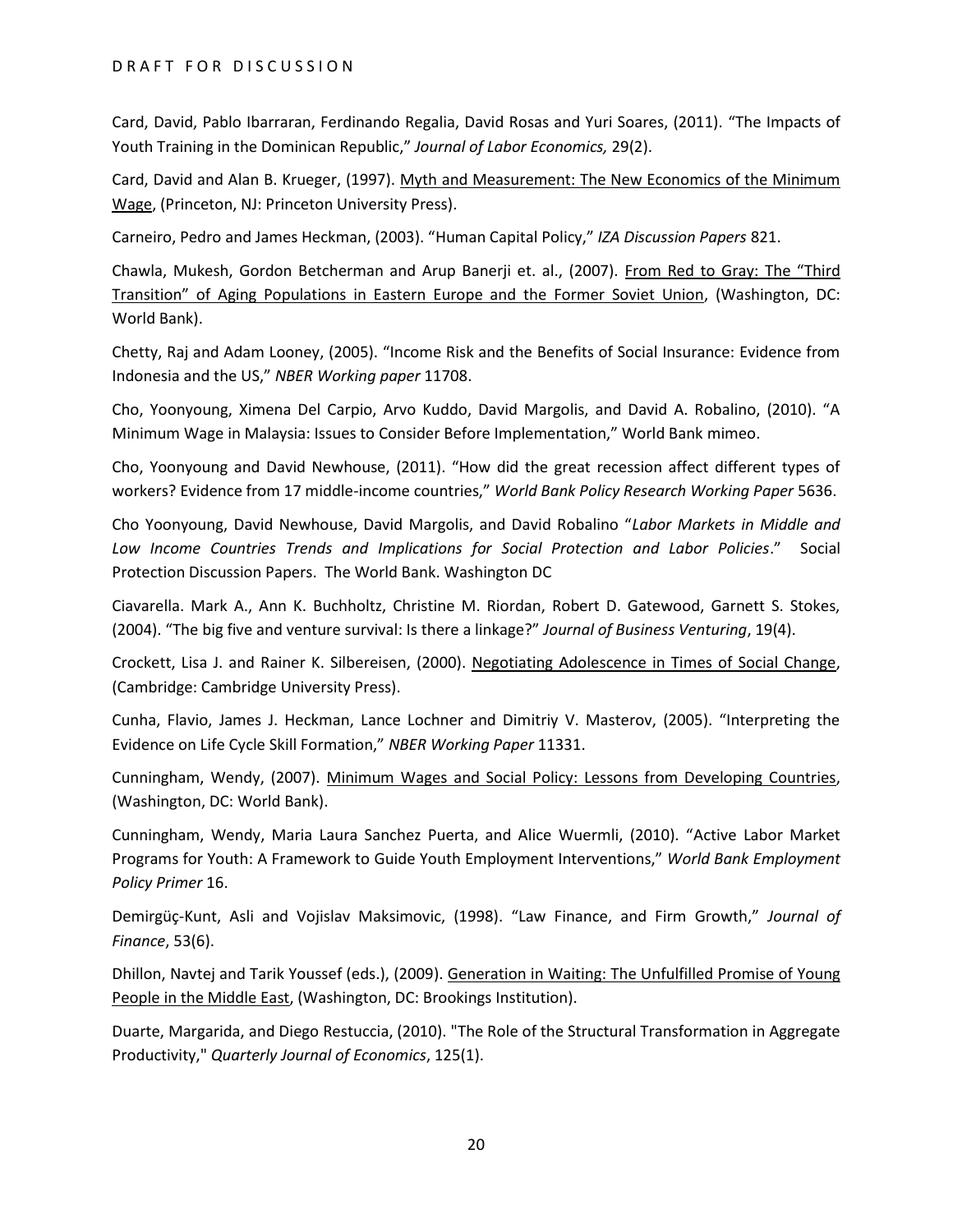Card, David, Pablo Ibarraran, Ferdinando Regalia, David Rosas and Yuri Soares, (2011). "The Impacts of Youth Training in the Dominican Republic," *Journal of Labor Economics,* 29(2).

Card, David and Alan B. Krueger, (1997). Myth and Measurement: The New Economics of the Minimum Wage, (Princeton, NJ: Princeton University Press).

Carneiro, Pedro and James Heckman, (2003). "Human Capital Policy," *IZA Discussion Papers* 821.

Chawla, Mukesh, Gordon Betcherman and Arup Banerji et. al., (2007). From Red to Gray: The "Third Transition" of Aging Populations in Eastern Europe and the Former Soviet Union, (Washington, DC: World Bank).

Chetty, Raj and Adam Looney, (2005). "Income Risk and the Benefits of Social Insurance: Evidence from Indonesia and the US," *NBER Working paper* 11708.

Cho, Yoonyoung, Ximena Del Carpio, Arvo Kuddo, David Margolis, and David A. Robalino, (2010). "A Minimum Wage in Malaysia: Issues to Consider Before Implementation," World Bank mimeo.

Cho, Yoonyoung and David Newhouse, (2011). "How did the great recession affect different types of workers? Evidence from 17 middle-income countries," *World Bank Policy Research Working Paper* 5636.

Cho Yoonyoung, David Newhouse, David Margolis, and David Robalino "*Labor Markets in Middle and Low Income Countries Trends and Implications for Social Protection and Labor Policies*." Social Protection Discussion Papers. The World Bank. Washington DC

Ciavarella. Mark A., Ann K. Buchholtz, Christine M. Riordan, Robert D. Gatewood, Garnett S. Stokes, (2004). "The big five and venture survival: Is there a linkage?" *Journal of Business Venturing*, 19(4).

Crockett, Lisa J. and Rainer K. Silbereisen, (2000). Negotiating Adolescence in Times of Social Change, (Cambridge: Cambridge University Press).

Cunha, Flavio, James J. Heckman, Lance Lochner and Dimitriy V. Masterov, (2005). "Interpreting the Evidence on Life Cycle Skill Formation," *NBER Working Paper* 11331.

Cunningham, Wendy, (2007). Minimum Wages and Social Policy: Lessons from Developing Countries, (Washington, DC: World Bank).

Cunningham, Wendy, Maria Laura Sanchez Puerta, and Alice Wuermli, (2010). "Active Labor Market Programs for Youth: A Framework to Guide Youth Employment Interventions," *World Bank Employment Policy Primer* 16.

Demirgüç-Kunt, Asli and Vojislav Maksimovic, (1998). "Law Finance, and Firm Growth," *Journal of Finance*, 53(6).

Dhillon, Navtej and Tarik Youssef (eds.), (2009). Generation in Waiting: The Unfulfilled Promise of Young People in the Middle East, (Washington, DC: Brookings Institution).

Duarte, Margarida, and Diego Restuccia, (2010). "The Role of the Structural Transformation in Aggregate Productivity," *Quarterly Journal of Economics*, 125(1).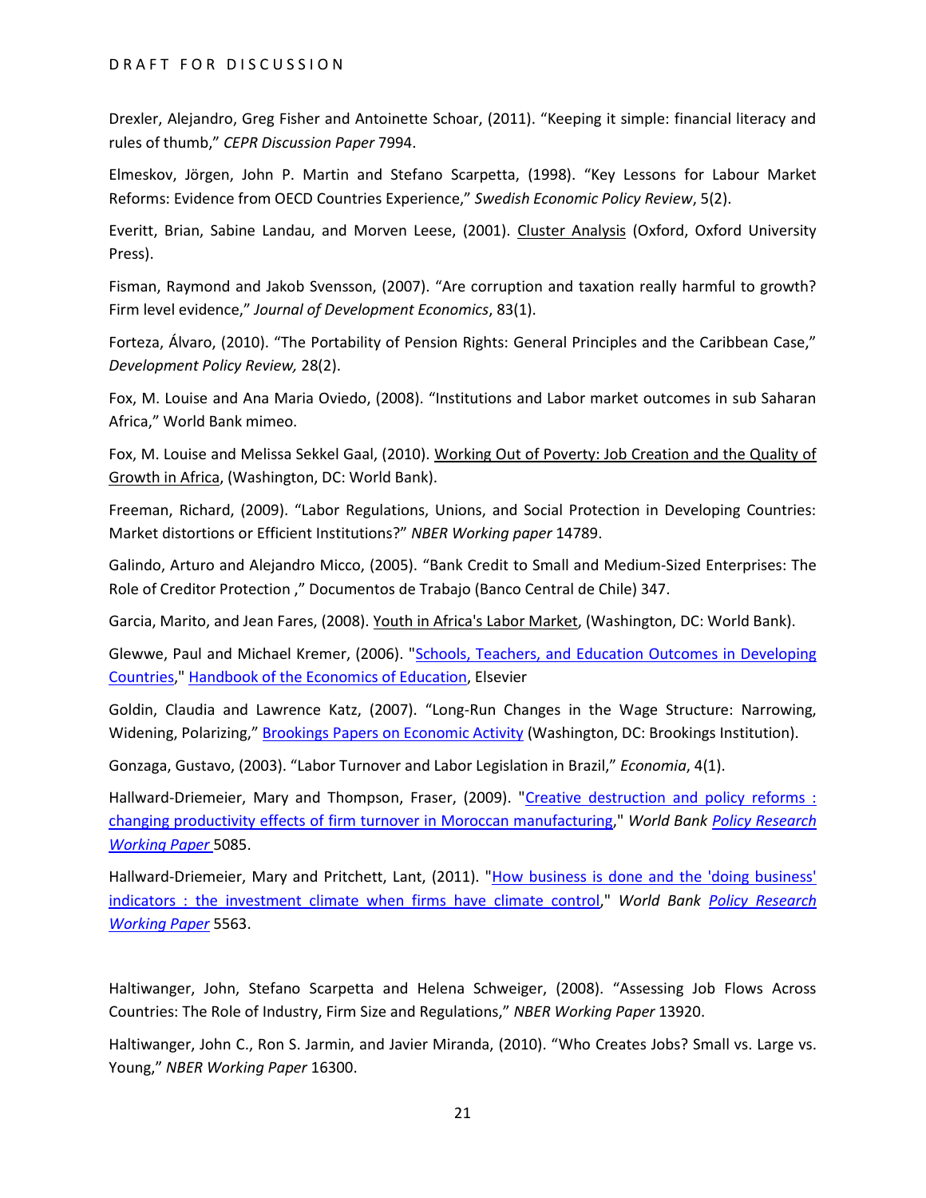Drexler, Alejandro, Greg Fisher and Antoinette Schoar, (2011). "Keeping it simple: financial literacy and rules of thumb," *CEPR Discussion Paper* 7994.

Elmeskov, Jörgen, John P. Martin and Stefano Scarpetta, (1998). "Key Lessons for Labour Market Reforms: Evidence from OECD Countries Experience," *Swedish Economic Policy Review*, 5(2).

Everitt, Brian, Sabine Landau, and Morven Leese, (2001). Cluster Analysis (Oxford, Oxford University Press).

Fisman, Raymond and Jakob Svensson, (2007). "Are corruption and taxation really harmful to growth? Firm level evidence," *Journal of Development Economics*, 83(1).

Forteza, Álvaro, (2010). "The Portability of Pension Rights: General Principles and the Caribbean Case," *Development Policy Review,* 28(2).

Fox, M. Louise and Ana Maria Oviedo, (2008). "Institutions and Labor market outcomes in sub Saharan Africa," World Bank mimeo.

Fox, M. Louise and Melissa Sekkel Gaal, (2010). Working Out of Poverty: Job Creation and the Quality of Growth in Africa, (Washington, DC: World Bank).

Freeman, Richard, (2009). "Labor Regulations, Unions, and Social Protection in Developing Countries: Market distortions or Efficient Institutions?" *NBER Working paper* 14789.

Galindo, Arturo and Alejandro Micco, (2005). "Bank Credit to Small and Medium-Sized Enterprises: The Role of Creditor Protection ," Documentos de Trabajo (Banco Central de Chile) 347.

Garcia, Marito, and Jean Fares, (2008). Youth in Africa's Labor Market, (Washington, DC: World Bank).

Glewwe, Paul and Michael Kremer, (2006). "Schools, Teachers, and Education Outcomes in Developing Countries," Handbook of the Economics of Education, Elsevier

Goldin, Claudia and Lawrence Katz, (2007). "Long-Run Changes in the Wage Structure: Narrowing, Widening, Polarizing," Brookings Papers on Economic Activity (Washington, DC: Brookings Institution).

Gonzaga, Gustavo, (2003). "Labor Turnover and Labor Legislation in Brazil," *Economia*, 4(1).

Hallward-Driemeier, Mary and Thompson, Fraser, (2009). "Creative destruction and policy reforms : changing productivity effects of firm turnover in Moroccan manufacturing," *World Bank Policy Research Working Paper* 5085.

Hallward-Driemeier, Mary and Pritchett, Lant, (2011). "How business is done and the 'doing business' indicators : the investment climate when firms have climate control," *World Bank Policy Research Working Paper* 5563.

Haltiwanger, John, Stefano Scarpetta and Helena Schweiger, (2008). "Assessing Job Flows Across Countries: The Role of Industry, Firm Size and Regulations," *NBER Working Paper* 13920.

Haltiwanger, John C., Ron S. Jarmin, and Javier Miranda, (2010). "Who Creates Jobs? Small vs. Large vs. Young," *NBER Working Paper* 16300.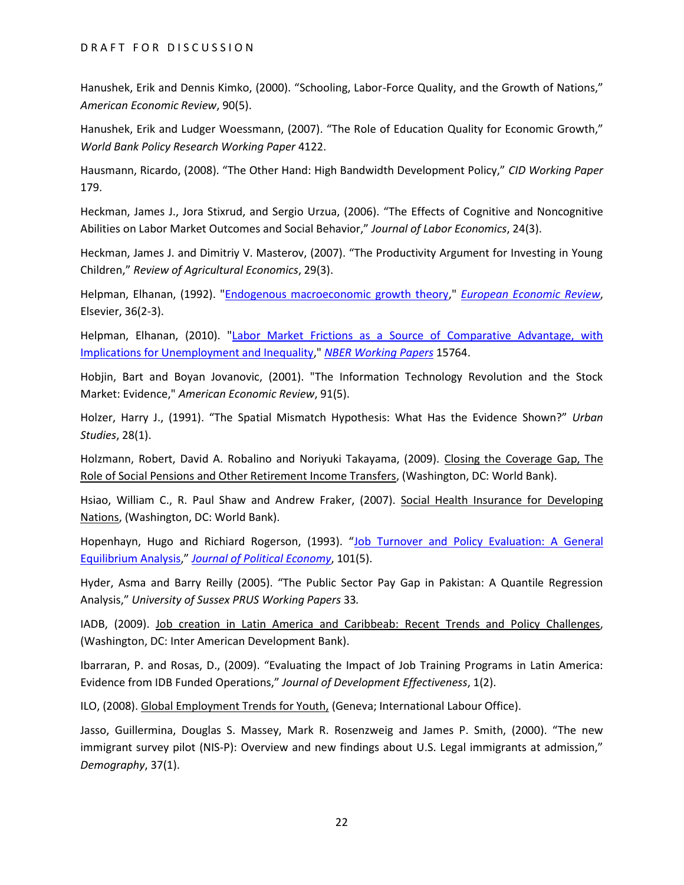Hanushek, Erik and Dennis Kimko, (2000). "Schooling, Labor-Force Quality, and the Growth of Nations," *American Economic Review*, 90(5).

Hanushek, Erik and Ludger Woessmann, (2007). "The Role of Education Quality for Economic Growth," *World Bank Policy Research Working Paper* 4122.

Hausmann, Ricardo, (2008). "The Other Hand: High Bandwidth Development Policy," *CID Working Paper* 179.

Heckman, James J., Jora Stixrud, and Sergio Urzua, (2006). "The Effects of Cognitive and Noncognitive Abilities on Labor Market Outcomes and Social Behavior," *Journal of Labor Economics*, 24(3).

Heckman, James J. and Dimitriy V. Masterov, (2007). "The Productivity Argument for Investing in Young Children," *Review of Agricultural Economics*, 29(3).

Helpman, Elhanan, (1992). "Endogenous macroeconomic growth theory," *European Economic Review*, Elsevier, 36(2-3).

Helpman, Elhanan, (2010). "Labor Market Frictions as a Source of Comparative Advantage, with Implications for Unemployment and Inequality," *NBER Working Papers* 15764.

Hobjin, Bart and Boyan Jovanovic, (2001). "The Information Technology Revolution and the Stock Market: Evidence," *American Economic Review*, 91(5).

Holzer, Harry J., (1991). "The Spatial Mismatch Hypothesis: What Has the Evidence Shown?" *Urban Studies*, 28(1).

Holzmann, Robert, David A. Robalino and Noriyuki Takayama, (2009). Closing the Coverage Gap, The Role of Social Pensions and Other Retirement Income Transfers, (Washington, DC: World Bank).

Hsiao, William C., R. Paul Shaw and Andrew Fraker, (2007). Social Health Insurance for Developing Nations, (Washington, DC: World Bank).

Hopenhayn, Hugo and Richiard Rogerson, (1993). "Job Turnover and Policy Evaluation: A General Equilibrium Analysis," *Journal of Political Economy*, 101(5).

Hyder, Asma and Barry Reilly (2005). "The Public Sector Pay Gap in Pakistan: A Quantile Regression Analysis," *University of Sussex PRUS Working Papers* 33*.*

IADB, (2009). Job creation in Latin America and Caribbeab: Recent Trends and Policy Challenges, (Washington, DC: Inter American Development Bank).

Ibarraran, P. and Rosas, D., (2009). "Evaluating the Impact of Job Training Programs in Latin America: Evidence from IDB Funded Operations," *Journal of Development Effectiveness*, 1(2).

ILO, (2008). Global Employment Trends for Youth, (Geneva; International Labour Office).

Jasso, Guillermina, Douglas S. Massey, Mark R. Rosenzweig and James P. Smith, (2000). "The new immigrant survey pilot (NIS-P): Overview and new findings about U.S. Legal immigrants at admission," *Demography*, 37(1).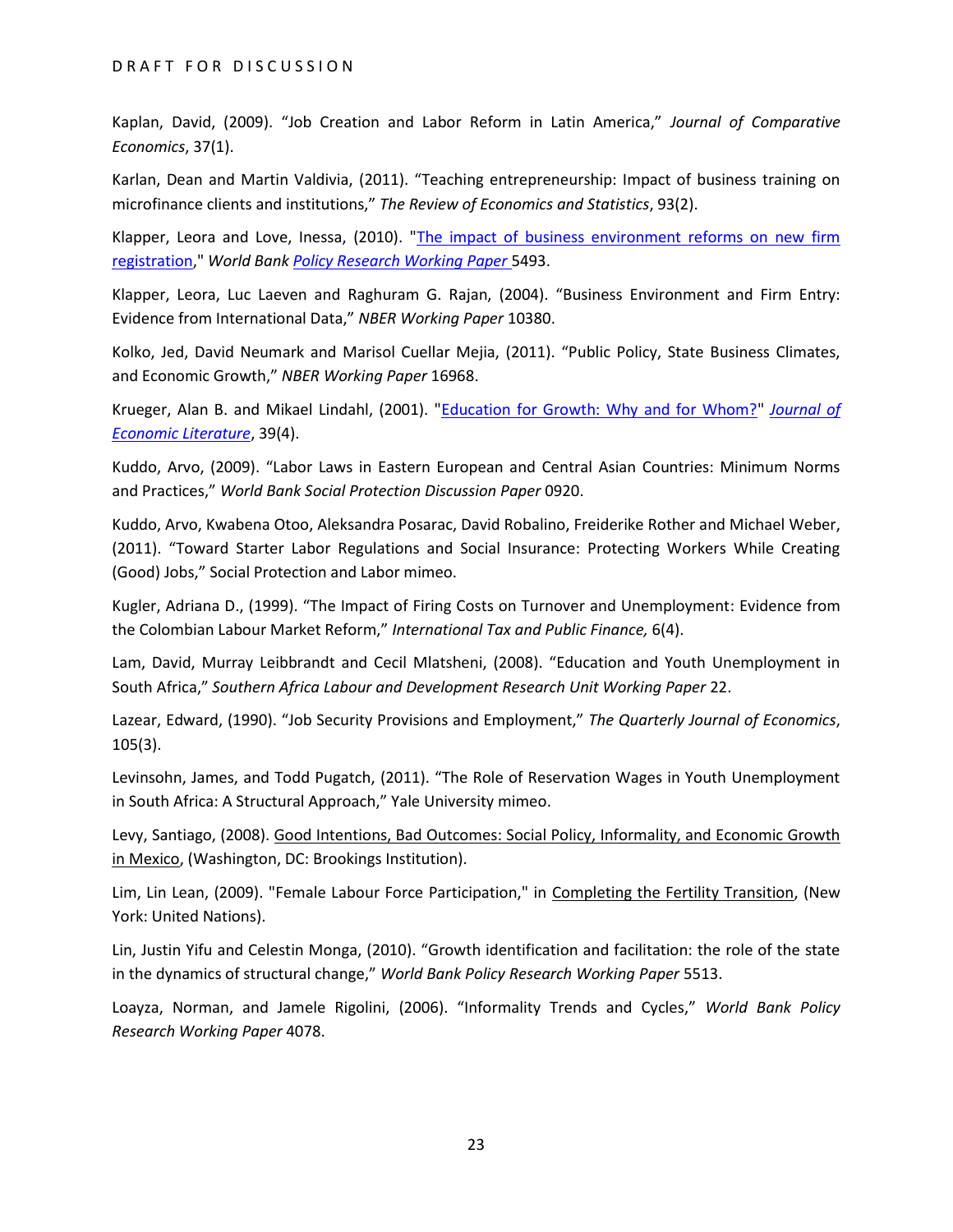Kaplan, David, (2009). “Job Creation and Labor Reform in Latin America,” *Journal of Comparative Economics*, 37(1).

Karlan, Dean and Martin Valdivia, (2011). “Teaching entrepreneurship: Impact of business training on microfinance clients and institutions,” *The Review of Economics and Statistics*, 93(2).

Klapper, Leora and Love, Inessa, (2010). "The impact of business environment reforms on new firm registration," *World Bank Policy Research Working Paper* 5493.

Klapper, Leora, Luc Laeven and Raghuram G. Rajan, (2004). “Business Environment and Firm Entry: Evidence from International Data,” *NBER Working Paper* 10380.

Kolko, Jed, David Neumark and Marisol Cuellar Mejia, (2011). “Public Policy, State Business Climates, and Economic Growth,” *NBER Working Paper* 16968.

Krueger, Alan B. and Mikael Lindahl, (2001). "Education for Growth: Why and for Whom?" *Journal of Economic Literature*, 39(4).

Kuddo, Arvo, (2009). “Labor Laws in Eastern European and Central Asian Countries: Minimum Norms and Practices,” *World Bank Social Protection Discussion Paper* 0920.

Kuddo, Arvo, Kwabena Otoo, Aleksandra Posarac, David Robalino, Freiderike Rother and Michael Weber, (2011). “Toward Starter Labor Regulations and Social Insurance: Protecting Workers While Creating (Good) Jobs,” Social Protection and Labor mimeo.

Kugler, Adriana D., (1999). “The Impact of Firing Costs on Turnover and Unemployment: Evidence from the Colombian Labour Market Reform,” *International Tax and Public Finance,* 6(4).

Lam, David, Murray Leibbrandt and Cecil Mlatsheni, (2008). “Education and Youth Unemployment in South Africa,” *Southern Africa Labour and Development Research Unit Working Paper* 22.

Lazear, Edward, (1990). “Job Security Provisions and Employment,” *The Quarterly Journal of Economics*, 105(3).

Levinsohn, James, and Todd Pugatch, (2011). “The Role of Reservation Wages in Youth Unemployment in South Africa: A Structural Approach,” Yale University mimeo.

Levy, Santiago, (2008). Good Intentions, Bad Outcomes: Social Policy, Informality, and Economic Growth in Mexico, (Washington, DC: Brookings Institution).

Lim, Lin Lean, (2009). "Female Labour Force Participation," in Completing the Fertility Transition, (New York: United Nations).

Lin, Justin Yifu and Celestin Monga, (2010). “Growth identification and facilitation: the role of the state in the dynamics of structural change,” *World Bank Policy Research Working Paper* 5513.

Loayza, Norman, and Jamele Rigolini, (2006). “Informality Trends and Cycles,” *World Bank Policy Research Working Paper* 4078.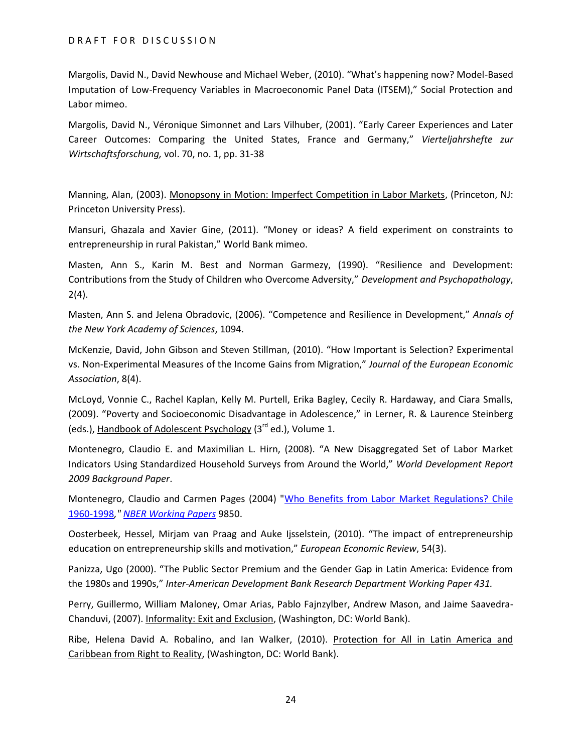Margolis, David N., David Newhouse and Michael Weber, (2010). "What's happening now? Model-Based Imputation of Low-Frequency Variables in Macroeconomic Panel Data (ITSEM)," Social Protection and Labor mimeo.

Margolis, David N., Véronique Simonnet and Lars Vilhuber, (2001). "Early Career Experiences and Later Career Outcomes: Comparing the United States, France and Germany," *Vierteljahrshefte zur Wirtschaftsforschung,* vol. 70, no. 1, pp. 31-38

Manning, Alan, (2003). Monopsony in Motion: Imperfect Competition in Labor Markets, (Princeton, NJ: Princeton University Press).

Mansuri, Ghazala and Xavier Gine, (2011). "Money or ideas? A field experiment on constraints to entrepreneurship in rural Pakistan," World Bank mimeo.

Masten, Ann S., Karin M. Best and Norman Garmezy, (1990). "Resilience and Development: Contributions from the Study of Children who Overcome Adversity," *Development and Psychopathology*, 2(4).

Masten, Ann S. and Jelena Obradovic, (2006). "Competence and Resilience in Development," *Annals of the New York Academy of Sciences*, 1094.

McKenzie, David, John Gibson and Steven Stillman, (2010). "How Important is Selection? Experimental vs. Non-Experimental Measures of the Income Gains from Migration," *Journal of the European Economic Association*, 8(4).

McLoyd, Vonnie C., Rachel Kaplan, Kelly M. Purtell, Erika Bagley, Cecily R. Hardaway, and Ciara Smalls, (2009). "Poverty and Socioeconomic Disadvantage in Adolescence," in Lerner, R. & Laurence Steinberg (eds.), Handbook of Adolescent Psychology (3rd ed.), Volume 1.

Montenegro, Claudio E. and Maximilian L. Hirn, (2008). "A New Disaggregated Set of Labor Market Indicators Using Standardized Household Surveys from Around the World," *World Development Report 2009 Background Paper*.

Montenegro, Claudio and Carmen Pages (2004) "Who Benefits from Labor Market Regulations? Chile 1960-1998," *NBER Working Papers* 9850.

Oosterbeek, Hessel, Mirjam van Praag and Auke Ijsselstein, (2010). "The impact of entrepreneurship education on entrepreneurship skills and motivation," *European Economic Review*, 54(3).

Panizza, Ugo (2000). "The Public Sector Premium and the Gender Gap in Latin America: Evidence from the 1980s and 1990s," *Inter-American Development Bank Research Department Working Paper 431.*

Perry, Guillermo, William Maloney, Omar Arias, Pablo Fajnzylber, Andrew Mason, and Jaime Saavedra-Chanduvi, (2007). Informality: Exit and Exclusion, (Washington, DC: World Bank).

Ribe, Helena David A. Robalino, and Ian Walker, (2010). Protection for All in Latin America and Caribbean from Right to Reality, (Washington, DC: World Bank).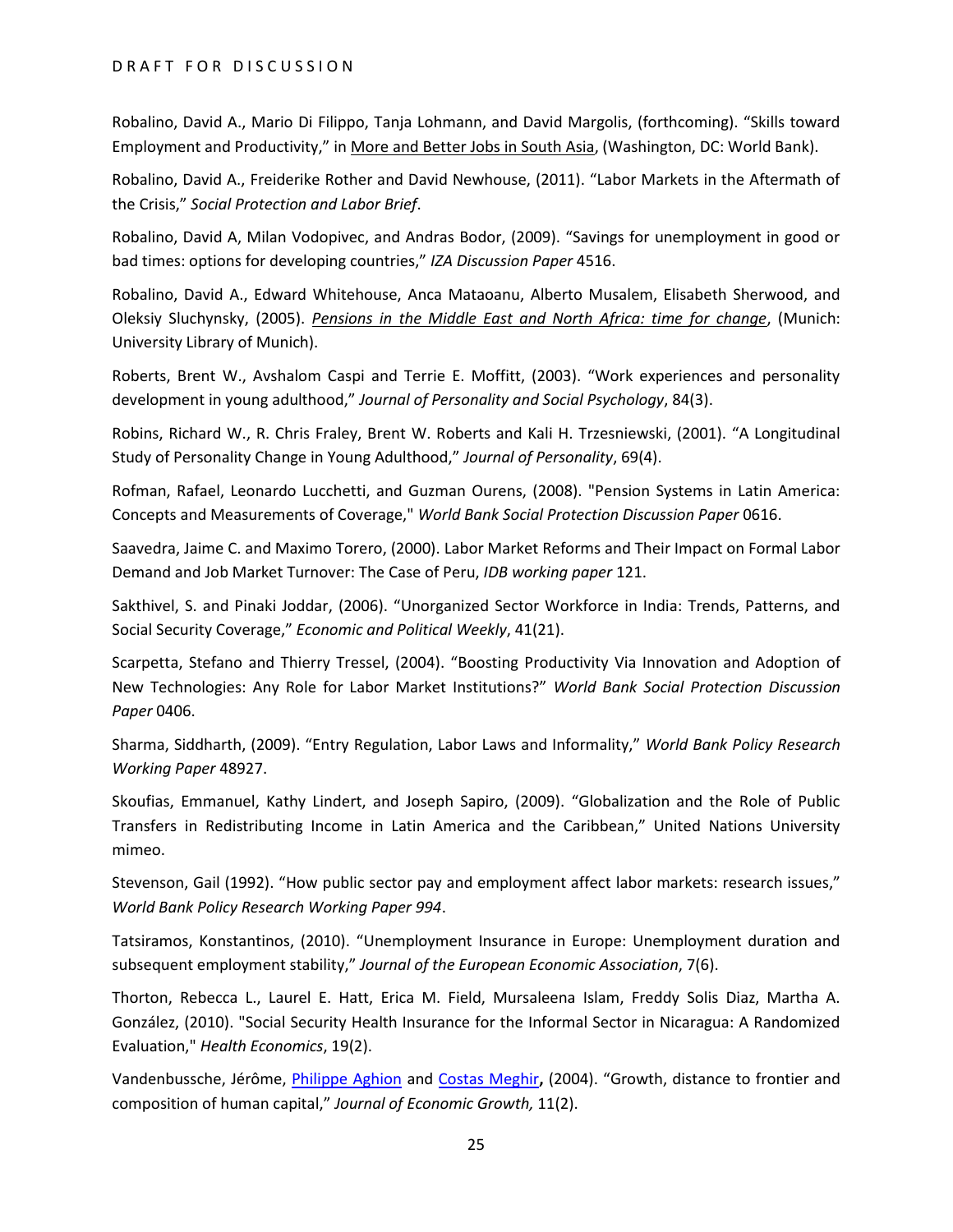Robalino, David A., Mario Di Filippo, Tanja Lohmann, and David Margolis, (forthcoming). "Skills toward Employment and Productivity," in More and Better Jobs in South Asia, (Washington, DC: World Bank).

Robalino, David A., Freiderike Rother and David Newhouse, (2011). "Labor Markets in the Aftermath of the Crisis," *Social Protection and Labor Brief*.

Robalino, David A, Milan Vodopivec, and Andras Bodor, (2009). "Savings for unemployment in good or bad times: options for developing countries," *IZA Discussion Paper* 4516.

Robalino, David A., Edward Whitehouse, Anca Mataoanu, Alberto Musalem, Elisabeth Sherwood, and Oleksiy Sluchynsky, (2005). *Pensions in the Middle East and North Africa: time for change*, (Munich: University Library of Munich).

Roberts, Brent W., Avshalom Caspi and Terrie E. Moffitt, (2003). "Work experiences and personality development in young adulthood," *Journal of Personality and Social Psychology*, 84(3).

Robins, Richard W., R. Chris Fraley, Brent W. Roberts and Kali H. Trzesniewski, (2001). "A Longitudinal Study of Personality Change in Young Adulthood," *Journal of Personality*, 69(4).

Rofman, Rafael, Leonardo Lucchetti, and Guzman Ourens, (2008). "Pension Systems in Latin America: Concepts and Measurements of Coverage," *World Bank Social Protection Discussion Paper* 0616.

Saavedra, Jaime C. and Maximo Torero, (2000). Labor Market Reforms and Their Impact on Formal Labor Demand and Job Market Turnover: The Case of Peru, *IDB working paper* 121.

Sakthivel, S. and Pinaki Joddar, (2006). "Unorganized Sector Workforce in India: Trends, Patterns, and Social Security Coverage," *Economic and Political Weekly*, 41(21).

Scarpetta, Stefano and Thierry Tressel, (2004). "Boosting Productivity Via Innovation and Adoption of New Technologies: Any Role for Labor Market Institutions?" *World Bank Social Protection Discussion Paper* 0406.

Sharma, Siddharth, (2009). "Entry Regulation, Labor Laws and Informality," *World Bank Policy Research Working Paper* 48927.

Skoufias, Emmanuel, Kathy Lindert, and Joseph Sapiro, (2009). "Globalization and the Role of Public Transfers in Redistributing Income in Latin America and the Caribbean," United Nations University mimeo.

Stevenson, Gail (1992). "How public sector pay and employment affect labor markets: research issues," *World Bank Policy Research Working Paper 994*.

Tatsiramos, Konstantinos, (2010). "Unemployment Insurance in Europe: Unemployment duration and subsequent employment stability," *Journal of the European Economic Association*, 7(6).

Thorton, Rebecca L., Laurel E. Hatt, Erica M. Field, Mursaleena Islam, Freddy Solis Diaz, Martha A. González, (2010). "Social Security Health Insurance for the Informal Sector in Nicaragua: A Randomized Evaluation," *Health Economics*, 19(2).

Vandenbussche, Jérôme, Philippe Aghion and Costas Meghir**,** (2004). "Growth, distance to frontier and composition of human capital," *Journal of Economic Growth,* 11(2).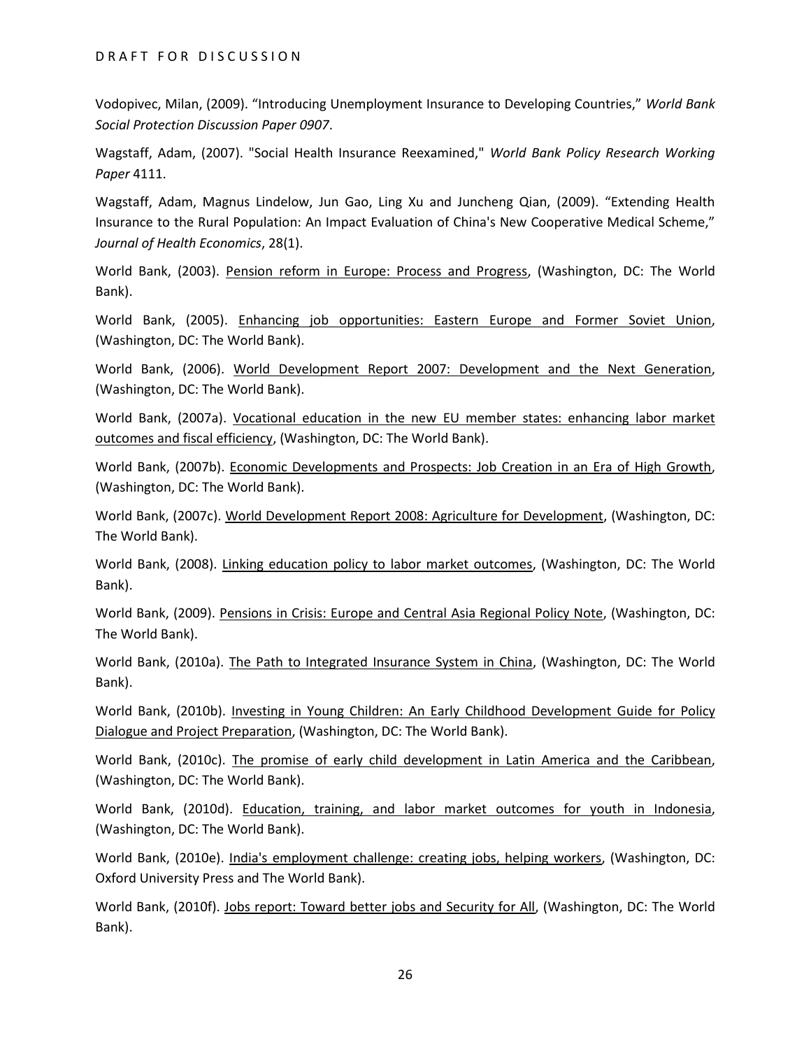Vodopivec, Milan, (2009). "Introducing Unemployment Insurance to Developing Countries," *World Bank Social Protection Discussion Paper 0907*.

Wagstaff, Adam, (2007). "Social Health Insurance Reexamined," *World Bank Policy Research Working Paper* 4111.

Wagstaff, Adam, Magnus Lindelow, Jun Gao, Ling Xu and Juncheng Qian, (2009). "Extending Health Insurance to the Rural Population: An Impact Evaluation of China's New Cooperative Medical Scheme," *Journal of Health Economics*, 28(1).

World Bank, (2003). Pension reform in Europe: Process and Progress, (Washington, DC: The World Bank).

World Bank, (2005). Enhancing job opportunities: Eastern Europe and Former Soviet Union, (Washington, DC: The World Bank).

World Bank, (2006). World Development Report 2007: Development and the Next Generation, (Washington, DC: The World Bank).

World Bank, (2007a). Vocational education in the new EU member states: enhancing labor market outcomes and fiscal efficiency, (Washington, DC: The World Bank).

World Bank, (2007b). Economic Developments and Prospects: Job Creation in an Era of High Growth, (Washington, DC: The World Bank).

World Bank, (2007c). World Development Report 2008: Agriculture for Development, (Washington, DC: The World Bank).

World Bank, (2008). Linking education policy to labor market outcomes, (Washington, DC: The World Bank).

World Bank, (2009). Pensions in Crisis: Europe and Central Asia Regional Policy Note, (Washington, DC: The World Bank).

World Bank, (2010a). The Path to Integrated Insurance System in China, (Washington, DC: The World Bank).

World Bank, (2010b). Investing in Young Children: An Early Childhood Development Guide for Policy Dialogue and Project Preparation, (Washington, DC: The World Bank).

World Bank, (2010c). The promise of early child development in Latin America and the Caribbean, (Washington, DC: The World Bank).

World Bank, (2010d). Education, training, and labor market outcomes for youth in Indonesia, (Washington, DC: The World Bank).

World Bank, (2010e). India's employment challenge: creating jobs, helping workers, (Washington, DC: Oxford University Press and The World Bank).

World Bank, (2010f). Jobs report: Toward better jobs and Security for All, (Washington, DC: The World Bank).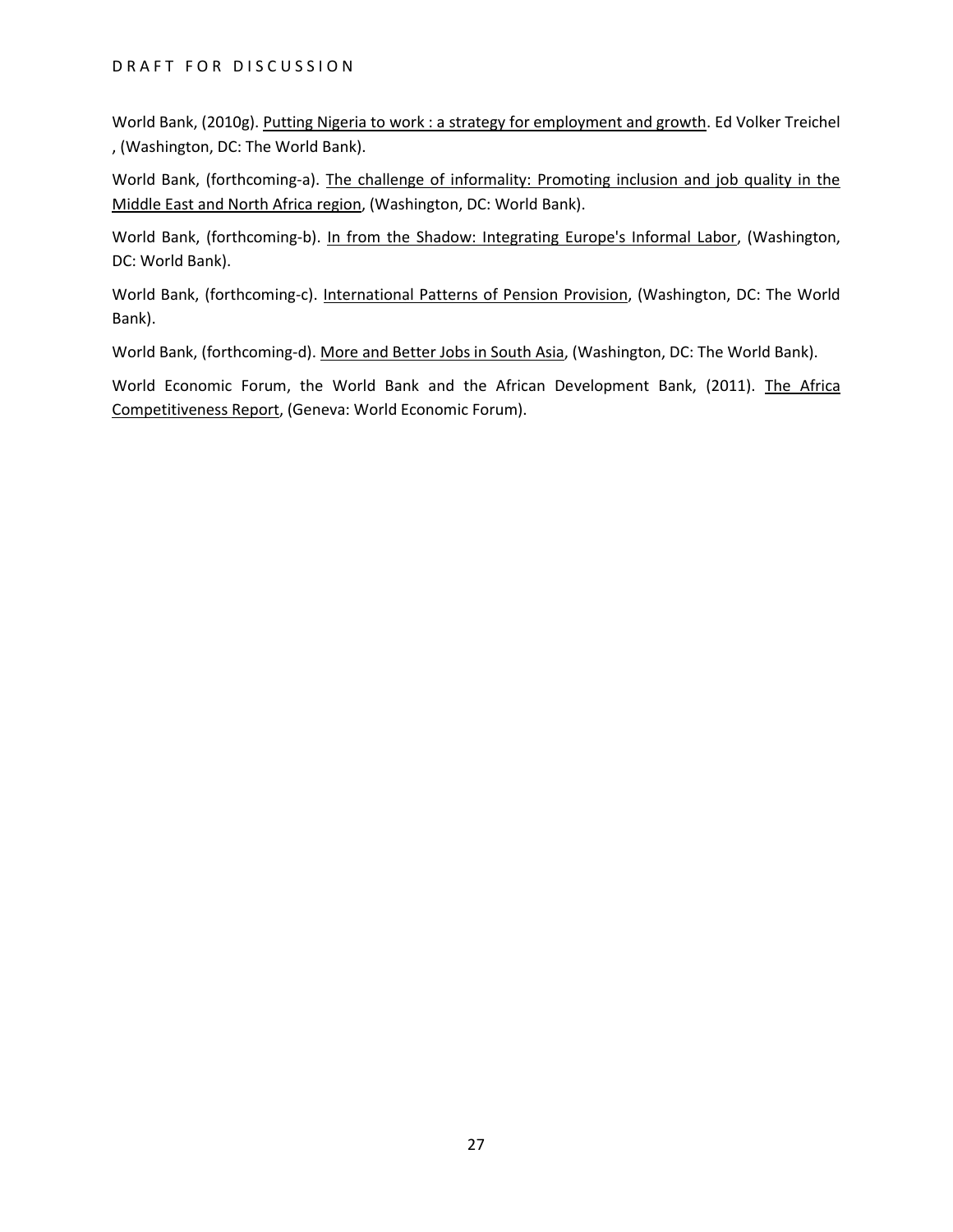World Bank, (2010g). Putting Nigeria to work : a strategy for employment and growth. Ed Volker Treichel , (Washington, DC: The World Bank).

World Bank, (forthcoming-a). The challenge of informality: Promoting inclusion and job quality in the Middle East and North Africa region, (Washington, DC: World Bank).

World Bank, (forthcoming-b). In from the Shadow: Integrating Europe's Informal Labor, (Washington, DC: World Bank).

World Bank, (forthcoming-c). International Patterns of Pension Provision, (Washington, DC: The World Bank).

World Bank, (forthcoming-d). More and Better Jobs in South Asia, (Washington, DC: The World Bank).

World Economic Forum, the World Bank and the African Development Bank, (2011). The Africa Competitiveness Report, (Geneva: World Economic Forum).